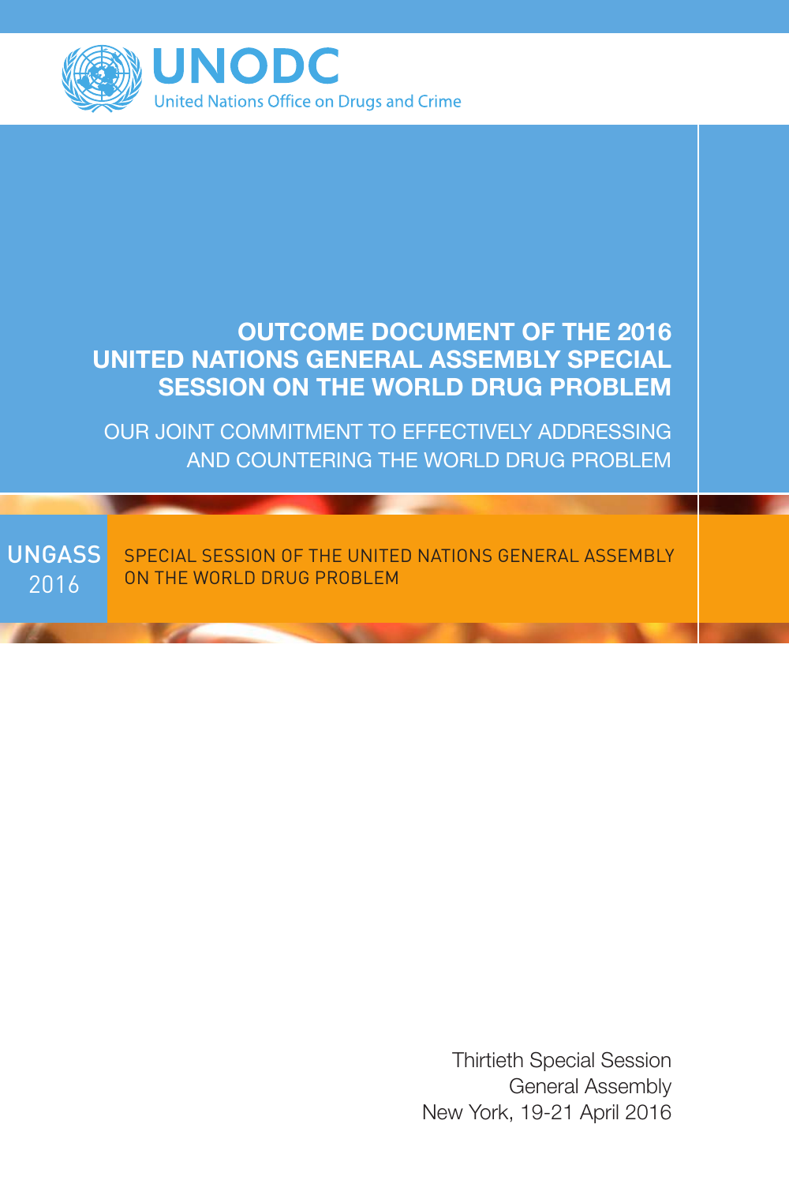UNODC

United Nations Office on Drugs and Crime

# OUTCOME DOCUMENT OF THE 2016 UNITED NATIONS GENERAL ASSEMBLY SPECIAL SESSION ON THE WORLD DRUG PROBLEM

## OUR JOINT COMMITMENT TO EFFECTIVELY ADDRESSING AND COUNTERING THE WORLD DRUG PROBLEM

UNGASS 2016

SPECIAL SESSION OF THE UNITED NATIONS GENERAL ASSEMBLY ON THE WORLD DRUG PROBLEM

Thirtieth Special Session
General Assembly
New York, 19-21 April 2016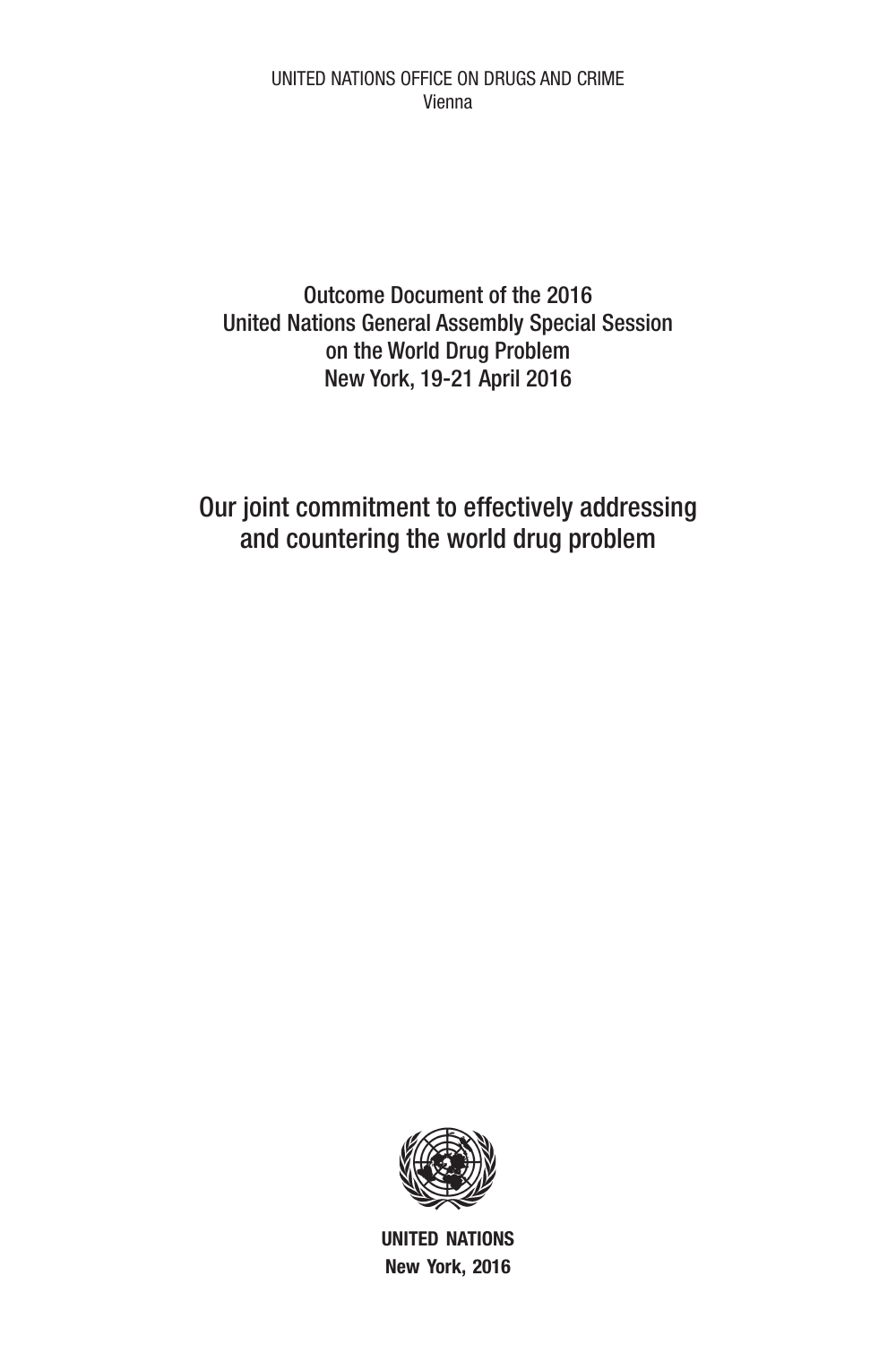UNITED NATIONS OFFICE ON DRUGS AND CRIME
Vienna

# Outcome Document of the 2016 United Nations General Assembly Special Session on the World Drug Problem
New York, 19-21 April 2016

## Our joint commitment to effectively addressing and countering the world drug problem

**UNITED NATIONS**
**New York, 2016**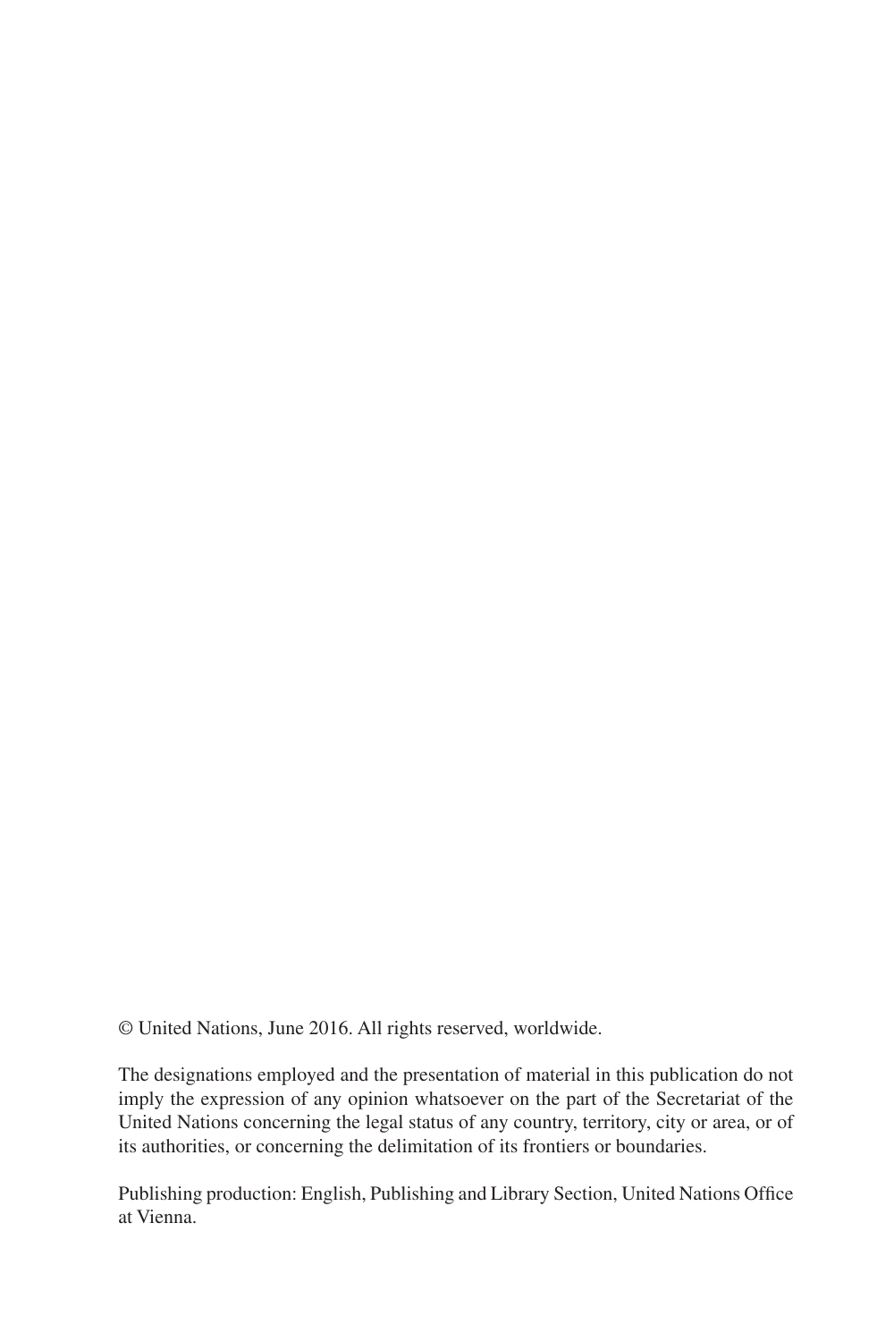© United Nations, June 2016. All rights reserved, worldwide.

The designations employed and the presentation of material in this publication do not imply the expression of any opinion whatsoever on the part of the Secretariat of the United Nations concerning the legal status of any country, territory, city or area, or of its authorities, or concerning the delimitation of its frontiers or boundaries.

Publishing production: English, Publishing and Library Section, United Nations Office at Vienna.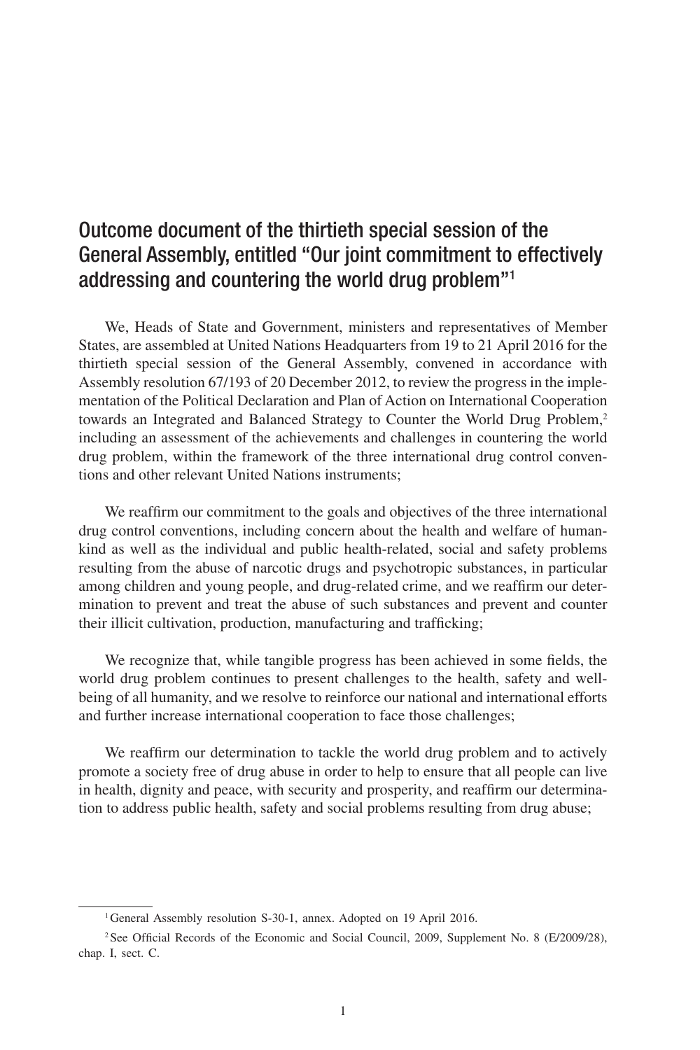# Outcome document of the thirtieth special session of the General Assembly, entitled "Our joint commitment to effectively addressing and countering the world drug problem"[1]

We, Heads of State and Government, ministers and representatives of Member States, are assembled at United Nations Headquarters from 19 to 21 April 2016 for the thirtieth special session of the General Assembly, convened in accordance with Assembly resolution 67/193 of 20 December 2012, to review the progress in the implementation of the Political Declaration and Plan of Action on International Cooperation towards an Integrated and Balanced Strategy to Counter the World Drug Problem,[2] including an assessment of the achievements and challenges in countering the world drug problem, within the framework of the three international drug control conventions and other relevant United Nations instruments;

We reaffirm our commitment to the goals and objectives of the three international drug control conventions, including concern about the health and welfare of humankind as well as the individual and public health-related, social and safety problems resulting from the abuse of narcotic drugs and psychotropic substances, in particular among children and young people, and drug-related crime, and we reaffirm our determination to prevent and treat the abuse of such substances and prevent and counter their illicit cultivation, production, manufacturing and trafficking;

We recognize that, while tangible progress has been achieved in some fields, the world drug problem continues to present challenges to the health, safety and well-being of all humanity, and we resolve to reinforce our national and international efforts and further increase international cooperation to face those challenges;

We reaffirm our determination to tackle the world drug problem and to actively promote a society free of drug abuse in order to help to ensure that all people can live in health, dignity and peace, with security and prosperity, and reaffirm our determination to address public health, safety and social problems resulting from drug abuse;

---

[1] General Assembly resolution S-30-1, annex. Adopted on 19 April 2016.

[2] See Official Records of the Economic and Social Council, 2009, Supplement No. 8 (E/2009/28), chap. I, sect. C.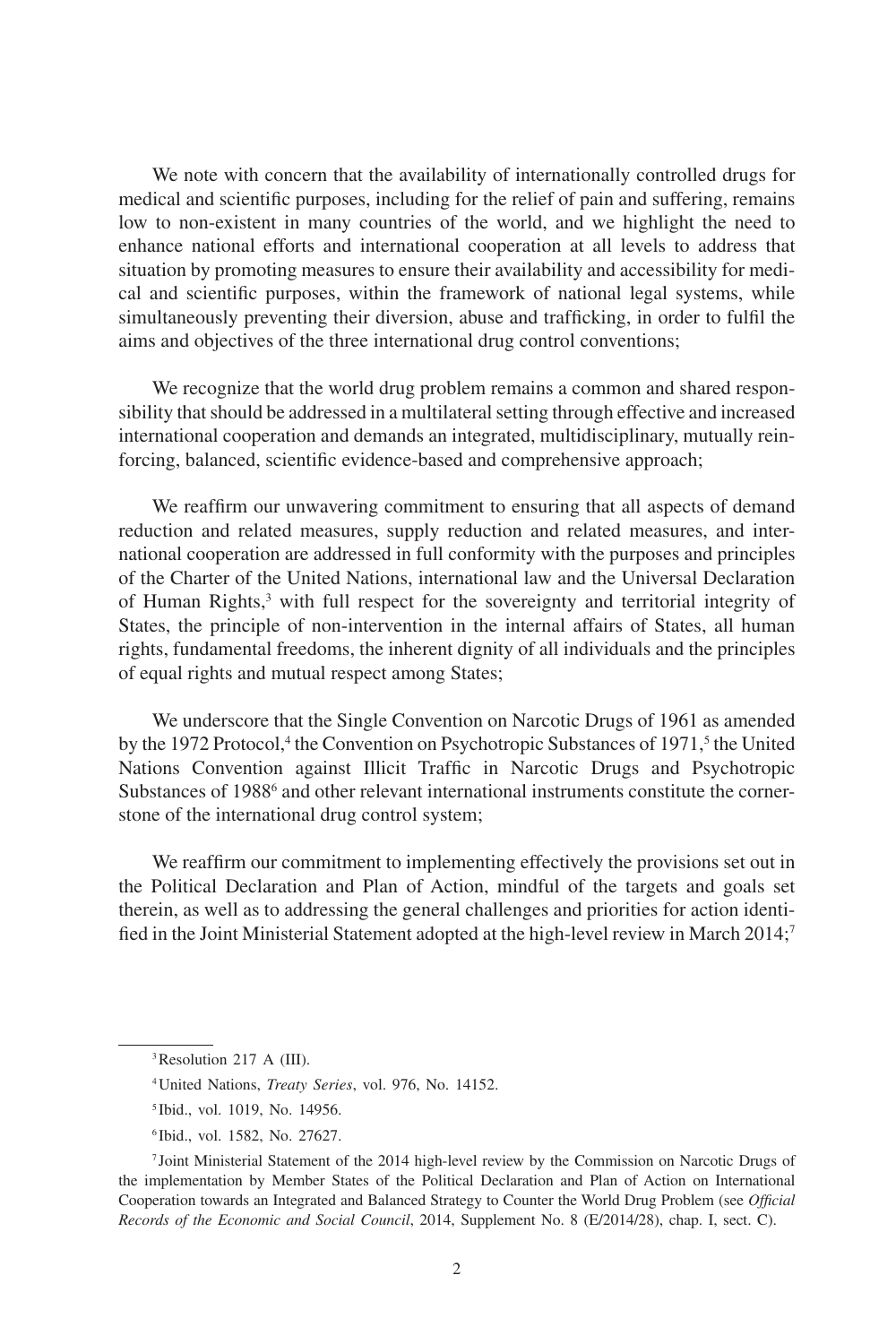We note with concern that the availability of internationally controlled drugs for medical and scientific purposes, including for the relief of pain and suffering, remains low to non-existent in many countries of the world, and we highlight the need to enhance national efforts and international cooperation at all levels to address that situation by promoting measures to ensure their availability and accessibility for medical and scientific purposes, within the framework of national legal systems, while simultaneously preventing their diversion, abuse and trafficking, in order to fulfil the aims and objectives of the three international drug control conventions;

We recognize that the world drug problem remains a common and shared responsibility that should be addressed in a multilateral setting through effective and increased international cooperation and demands an integrated, multidisciplinary, mutually reinforcing, balanced, scientific evidence-based and comprehensive approach;

We reaffirm our unwavering commitment to ensuring that all aspects of demand reduction and related measures, supply reduction and related measures, and international cooperation are addressed in full conformity with the purposes and principles of the Charter of the United Nations, international law and the Universal Declaration of Human Rights,[3] with full respect for the sovereignty and territorial integrity of States, the principle of non-intervention in the internal affairs of States, all human rights, fundamental freedoms, the inherent dignity of all individuals and the principles of equal rights and mutual respect among States;

We underscore that the Single Convention on Narcotic Drugs of 1961 as amended by the 1972 Protocol,[4] the Convention on Psychotropic Substances of 1971,[5] the United Nations Convention against Illicit Traffic in Narcotic Drugs and Psychotropic Substances of 1988[6] and other relevant international instruments constitute the cornerstone of the international drug control system;

We reaffirm our commitment to implementing effectively the provisions set out in the Political Declaration and Plan of Action, mindful of the targets and goals set therein, as well as to addressing the general challenges and priorities for action identified in the Joint Ministerial Statement adopted at the high-level review in March 2014;[7]

---

[3] Resolution 217 A (III).

[4] United Nations, *Treaty Series*, vol. 976, No. 14152.

[5] Ibid., vol. 1019, No. 14956.

[6] Ibid., vol. 1582, No. 27627.

[7] Joint Ministerial Statement of the 2014 high-level review by the Commission on Narcotic Drugs of the implementation by Member States of the Political Declaration and Plan of Action on International Cooperation towards an Integrated and Balanced Strategy to Counter the World Drug Problem (see *Official Records of the Economic and Social Council*, 2014, Supplement No. 8 (E/2014/28), chap. I, sect. C).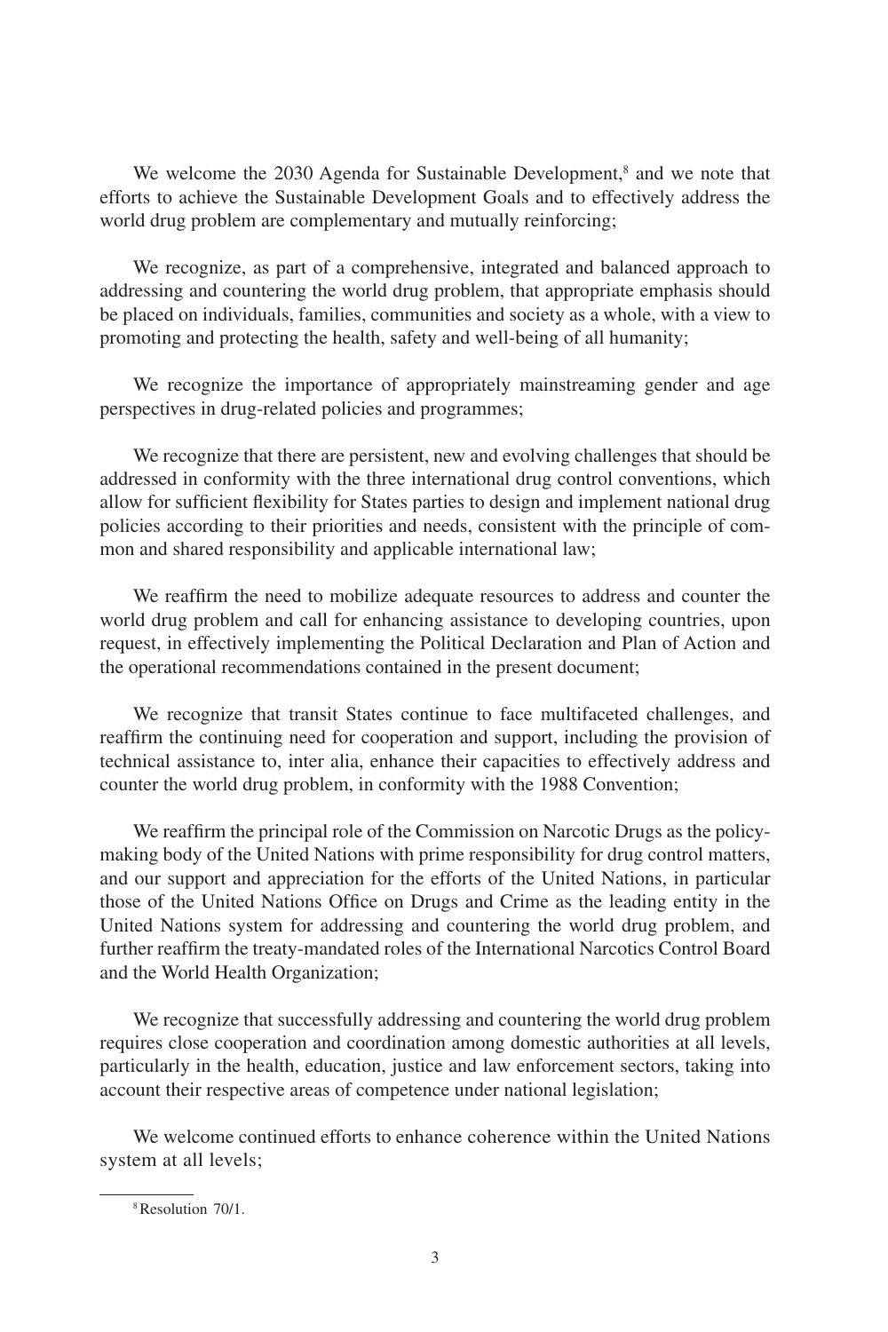We welcome the 2030 Agenda for Sustainable Development,[8] and we note that efforts to achieve the Sustainable Development Goals and to effectively address the world drug problem are complementary and mutually reinforcing;

We recognize, as part of a comprehensive, integrated and balanced approach to addressing and countering the world drug problem, that appropriate emphasis should be placed on individuals, families, communities and society as a whole, with a view to promoting and protecting the health, safety and well-being of all humanity;

We recognize the importance of appropriately mainstreaming gender and age perspectives in drug-related policies and programmes;

We recognize that there are persistent, new and evolving challenges that should be addressed in conformity with the three international drug control conventions, which allow for sufficient flexibility for States parties to design and implement national drug policies according to their priorities and needs, consistent with the principle of common and shared responsibility and applicable international law;

We reaffirm the need to mobilize adequate resources to address and counter the world drug problem and call for enhancing assistance to developing countries, upon request, in effectively implementing the Political Declaration and Plan of Action and the operational recommendations contained in the present document;

We recognize that transit States continue to face multifaceted challenges, and reaffirm the continuing need for cooperation and support, including the provision of technical assistance to, inter alia, enhance their capacities to effectively address and counter the world drug problem, in conformity with the 1988 Convention;

We reaffirm the principal role of the Commission on Narcotic Drugs as the policy-making body of the United Nations with prime responsibility for drug control matters, and our support and appreciation for the efforts of the United Nations, in particular those of the United Nations Office on Drugs and Crime as the leading entity in the United Nations system for addressing and countering the world drug problem, and further reaffirm the treaty-mandated roles of the International Narcotics Control Board and the World Health Organization;

We recognize that successfully addressing and countering the world drug problem requires close cooperation and coordination among domestic authorities at all levels, particularly in the health, education, justice and law enforcement sectors, taking into account their respective areas of competence under national legislation;

We welcome continued efforts to enhance coherence within the United Nations system at all levels;

---

[8] Resolution 70/1.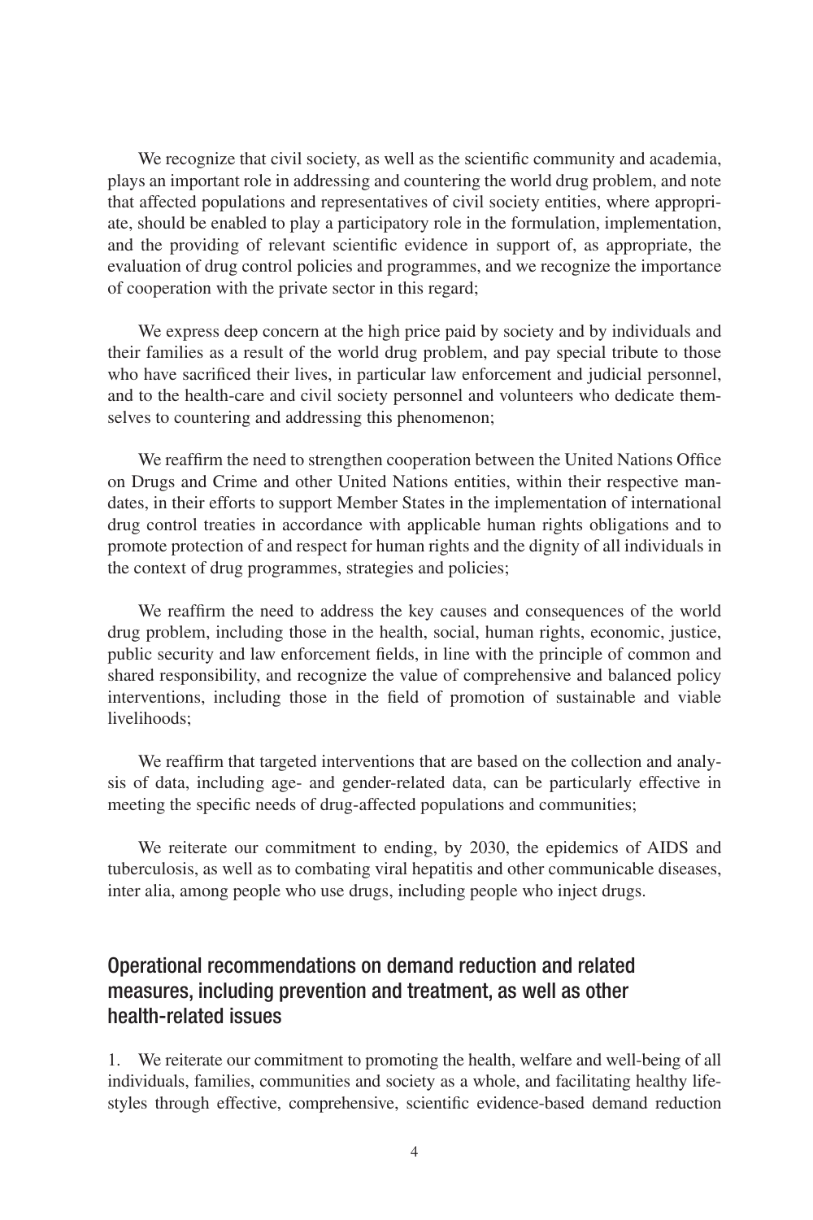We recognize that civil society, as well as the scientific community and academia, plays an important role in addressing and countering the world drug problem, and note that affected populations and representatives of civil society entities, where appropriate, should be enabled to play a participatory role in the formulation, implementation, and the providing of relevant scientific evidence in support of, as appropriate, the evaluation of drug control policies and programmes, and we recognize the importance of cooperation with the private sector in this regard;

We express deep concern at the high price paid by society and by individuals and their families as a result of the world drug problem, and pay special tribute to those who have sacrificed their lives, in particular law enforcement and judicial personnel, and to the health-care and civil society personnel and volunteers who dedicate themselves to countering and addressing this phenomenon;

We reaffirm the need to strengthen cooperation between the United Nations Office on Drugs and Crime and other United Nations entities, within their respective mandates, in their efforts to support Member States in the implementation of international drug control treaties in accordance with applicable human rights obligations and to promote protection of and respect for human rights and the dignity of all individuals in the context of drug programmes, strategies and policies;

We reaffirm the need to address the key causes and consequences of the world drug problem, including those in the health, social, human rights, economic, justice, public security and law enforcement fields, in line with the principle of common and shared responsibility, and recognize the value of comprehensive and balanced policy interventions, including those in the field of promotion of sustainable and viable livelihoods;

We reaffirm that targeted interventions that are based on the collection and analysis of data, including age- and gender-related data, can be particularly effective in meeting the specific needs of drug-affected populations and communities;

We reiterate our commitment to ending, by 2030, the epidemics of AIDS and tuberculosis, as well as to combating viral hepatitis and other communicable diseases, inter alia, among people who use drugs, including people who inject drugs.

## Operational recommendations on demand reduction and related measures, including prevention and treatment, as well as other health-related issues

1. We reiterate our commitment to promoting the health, welfare and well-being of all individuals, families, communities and society as a whole, and facilitating healthy lifestyles through effective, comprehensive, scientific evidence-based demand reduction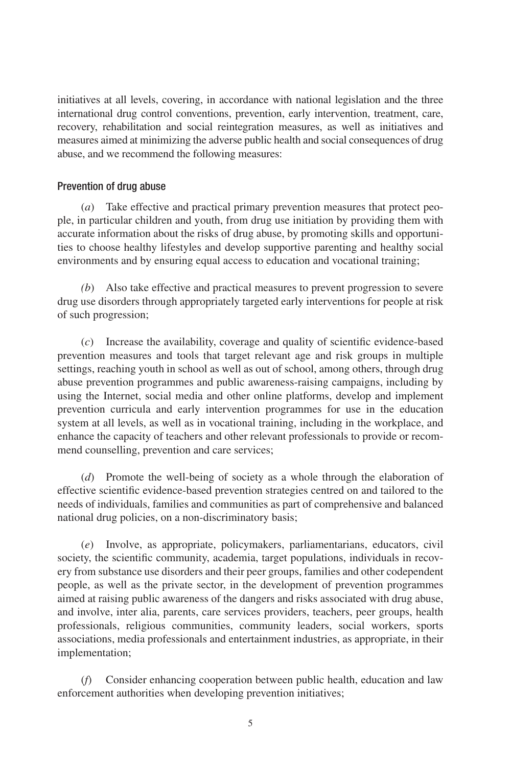initiatives at all levels, covering, in accordance with national legislation and the three international drug control conventions, prevention, early intervention, treatment, care, recovery, rehabilitation and social reintegration measures, as well as initiatives and measures aimed at minimizing the adverse public health and social consequences of drug abuse, and we recommend the following measures:

### Prevention of drug abuse

(*a*) Take effective and practical primary prevention measures that protect people, in particular children and youth, from drug use initiation by providing them with accurate information about the risks of drug abuse, by promoting skills and opportunities to choose healthy lifestyles and develop supportive parenting and healthy social environments and by ensuring equal access to education and vocational training;

(*b*) Also take effective and practical measures to prevent progression to severe drug use disorders through appropriately targeted early interventions for people at risk of such progression;

(*c*) Increase the availability, coverage and quality of scientific evidence-based prevention measures and tools that target relevant age and risk groups in multiple settings, reaching youth in school as well as out of school, among others, through drug abuse prevention programmes and public awareness-raising campaigns, including by using the Internet, social media and other online platforms, develop and implement prevention curricula and early intervention programmes for use in the education system at all levels, as well as in vocational training, including in the workplace, and enhance the capacity of teachers and other relevant professionals to provide or recommend counselling, prevention and care services;

(*d*) Promote the well-being of society as a whole through the elaboration of effective scientific evidence-based prevention strategies centred on and tailored to the needs of individuals, families and communities as part of comprehensive and balanced national drug policies, on a non-discriminatory basis;

(*e*) Involve, as appropriate, policymakers, parliamentarians, educators, civil society, the scientific community, academia, target populations, individuals in recovery from substance use disorders and their peer groups, families and other codependent people, as well as the private sector, in the development of prevention programmes aimed at raising public awareness of the dangers and risks associated with drug abuse, and involve, inter alia, parents, care services providers, teachers, peer groups, health professionals, religious communities, community leaders, social workers, sports associations, media professionals and entertainment industries, as appropriate, in their implementation;

(*f*) Consider enhancing cooperation between public health, education and law enforcement authorities when developing prevention initiatives;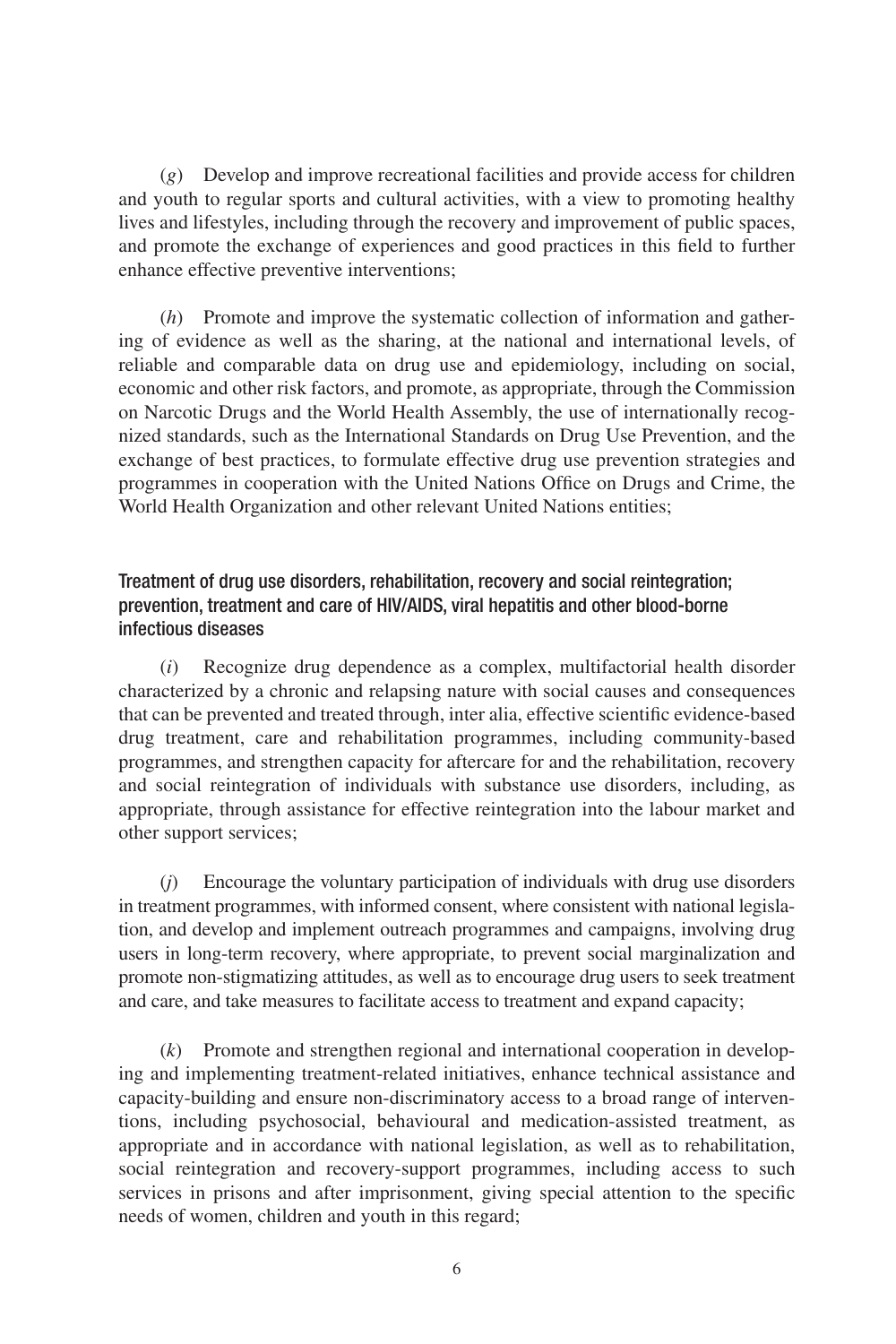(*g*) Develop and improve recreational facilities and provide access for children and youth to regular sports and cultural activities, with a view to promoting healthy lives and lifestyles, including through the recovery and improvement of public spaces, and promote the exchange of experiences and good practices in this field to further enhance effective preventive interventions;

(*h*) Promote and improve the systematic collection of information and gathering of evidence as well as the sharing, at the national and international levels, of reliable and comparable data on drug use and epidemiology, including on social, economic and other risk factors, and promote, as appropriate, through the Commission on Narcotic Drugs and the World Health Assembly, the use of internationally recognized standards, such as the International Standards on Drug Use Prevention, and the exchange of best practices, to formulate effective drug use prevention strategies and programmes in cooperation with the United Nations Office on Drugs and Crime, the World Health Organization and other relevant United Nations entities;

### Treatment of drug use disorders, rehabilitation, recovery and social reintegration; prevention, treatment and care of HIV/AIDS, viral hepatitis and other blood-borne infectious diseases

(*i*) Recognize drug dependence as a complex, multifactorial health disorder characterized by a chronic and relapsing nature with social causes and consequences that can be prevented and treated through, inter alia, effective scientific evidence-based drug treatment, care and rehabilitation programmes, including community-based programmes, and strengthen capacity for aftercare for and the rehabilitation, recovery and social reintegration of individuals with substance use disorders, including, as appropriate, through assistance for effective reintegration into the labour market and other support services;

(*j*) Encourage the voluntary participation of individuals with drug use disorders in treatment programmes, with informed consent, where consistent with national legislation, and develop and implement outreach programmes and campaigns, involving drug users in long-term recovery, where appropriate, to prevent social marginalization and promote non-stigmatizing attitudes, as well as to encourage drug users to seek treatment and care, and take measures to facilitate access to treatment and expand capacity;

(*k*) Promote and strengthen regional and international cooperation in developing and implementing treatment-related initiatives, enhance technical assistance and capacity-building and ensure non-discriminatory access to a broad range of interventions, including psychosocial, behavioural and medication-assisted treatment, as appropriate and in accordance with national legislation, as well as to rehabilitation, social reintegration and recovery-support programmes, including access to such services in prisons and after imprisonment, giving special attention to the specific needs of women, children and youth in this regard;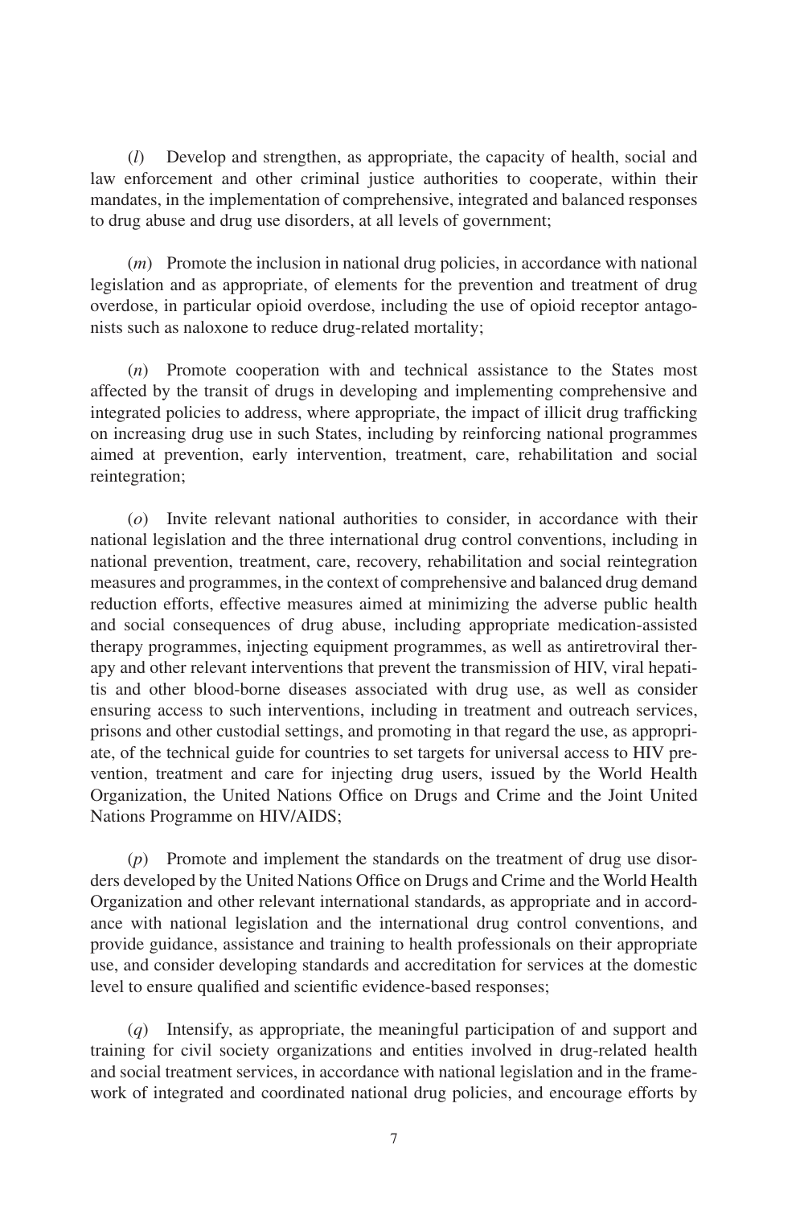(*l*) Develop and strengthen, as appropriate, the capacity of health, social and law enforcement and other criminal justice authorities to cooperate, within their mandates, in the implementation of comprehensive, integrated and balanced responses to drug abuse and drug use disorders, at all levels of government;

(*m*) Promote the inclusion in national drug policies, in accordance with national legislation and as appropriate, of elements for the prevention and treatment of drug overdose, in particular opioid overdose, including the use of opioid receptor antagonists such as naloxone to reduce drug-related mortality;

(*n*) Promote cooperation with and technical assistance to the States most affected by the transit of drugs in developing and implementing comprehensive and integrated policies to address, where appropriate, the impact of illicit drug trafficking on increasing drug use in such States, including by reinforcing national programmes aimed at prevention, early intervention, treatment, care, rehabilitation and social reintegration;

(*o*) Invite relevant national authorities to consider, in accordance with their national legislation and the three international drug control conventions, including in national prevention, treatment, care, recovery, rehabilitation and social reintegration measures and programmes, in the context of comprehensive and balanced drug demand reduction efforts, effective measures aimed at minimizing the adverse public health and social consequences of drug abuse, including appropriate medication-assisted therapy programmes, injecting equipment programmes, as well as antiretroviral therapy and other relevant interventions that prevent the transmission of HIV, viral hepatitis and other blood-borne diseases associated with drug use, as well as consider ensuring access to such interventions, including in treatment and outreach services, prisons and other custodial settings, and promoting in that regard the use, as appropriate, of the technical guide for countries to set targets for universal access to HIV prevention, treatment and care for injecting drug users, issued by the World Health Organization, the United Nations Office on Drugs and Crime and the Joint United Nations Programme on HIV/AIDS;

(*p*) Promote and implement the standards on the treatment of drug use disorders developed by the United Nations Office on Drugs and Crime and the World Health Organization and other relevant international standards, as appropriate and in accordance with national legislation and the international drug control conventions, and provide guidance, assistance and training to health professionals on their appropriate use, and consider developing standards and accreditation for services at the domestic level to ensure qualified and scientific evidence-based responses;

(*q*) Intensify, as appropriate, the meaningful participation of and support and training for civil society organizations and entities involved in drug-related health and social treatment services, in accordance with national legislation and in the framework of integrated and coordinated national drug policies, and encourage efforts by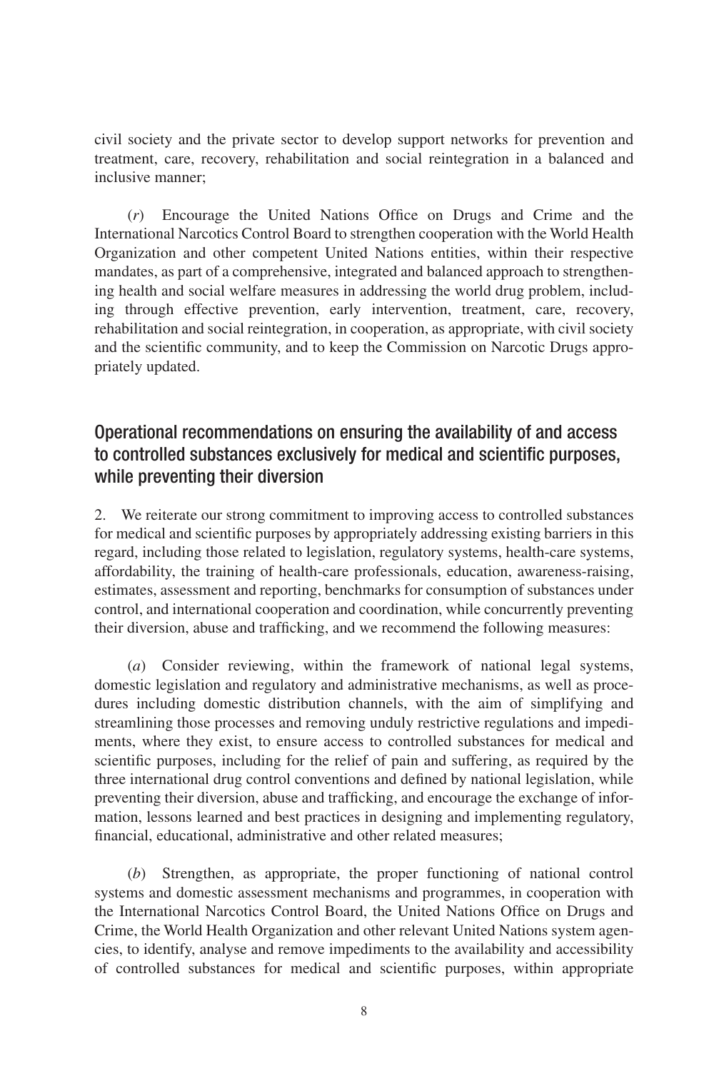civil society and the private sector to develop support networks for prevention and treatment, care, recovery, rehabilitation and social reintegration in a balanced and inclusive manner;

(*r*) Encourage the United Nations Office on Drugs and Crime and the International Narcotics Control Board to strengthen cooperation with the World Health Organization and other competent United Nations entities, within their respective mandates, as part of a comprehensive, integrated and balanced approach to strengthening health and social welfare measures in addressing the world drug problem, including through effective prevention, early intervention, treatment, care, recovery, rehabilitation and social reintegration, in cooperation, as appropriate, with civil society and the scientific community, and to keep the Commission on Narcotic Drugs appropriately updated.

## Operational recommendations on ensuring the availability of and access to controlled substances exclusively for medical and scientific purposes, while preventing their diversion

2. We reiterate our strong commitment to improving access to controlled substances for medical and scientific purposes by appropriately addressing existing barriers in this regard, including those related to legislation, regulatory systems, health-care systems, affordability, the training of health-care professionals, education, awareness-raising, estimates, assessment and reporting, benchmarks for consumption of substances under control, and international cooperation and coordination, while concurrently preventing their diversion, abuse and trafficking, and we recommend the following measures:

(*a*) Consider reviewing, within the framework of national legal systems, domestic legislation and regulatory and administrative mechanisms, as well as procedures including domestic distribution channels, with the aim of simplifying and streamlining those processes and removing unduly restrictive regulations and impediments, where they exist, to ensure access to controlled substances for medical and scientific purposes, including for the relief of pain and suffering, as required by the three international drug control conventions and defined by national legislation, while preventing their diversion, abuse and trafficking, and encourage the exchange of information, lessons learned and best practices in designing and implementing regulatory, financial, educational, administrative and other related measures;

(*b*) Strengthen, as appropriate, the proper functioning of national control systems and domestic assessment mechanisms and programmes, in cooperation with the International Narcotics Control Board, the United Nations Office on Drugs and Crime, the World Health Organization and other relevant United Nations system agencies, to identify, analyse and remove impediments to the availability and accessibility of controlled substances for medical and scientific purposes, within appropriate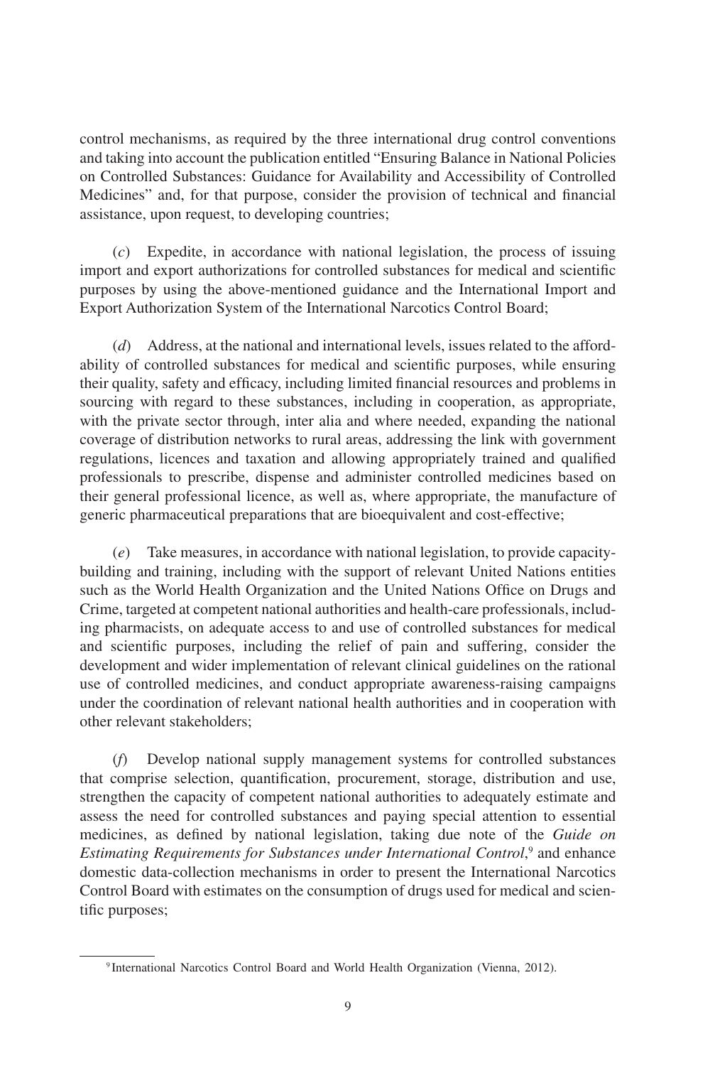control mechanisms, as required by the three international drug control conventions and taking into account the publication entitled "Ensuring Balance in National Policies on Controlled Substances: Guidance for Availability and Accessibility of Controlled Medicines" and, for that purpose, consider the provision of technical and financial assistance, upon request, to developing countries;

(*c*) Expedite, in accordance with national legislation, the process of issuing import and export authorizations for controlled substances for medical and scientific purposes by using the above-mentioned guidance and the International Import and Export Authorization System of the International Narcotics Control Board;

(*d*) Address, at the national and international levels, issues related to the affordability of controlled substances for medical and scientific purposes, while ensuring their quality, safety and efficacy, including limited financial resources and problems in sourcing with regard to these substances, including in cooperation, as appropriate, with the private sector through, inter alia and where needed, expanding the national coverage of distribution networks to rural areas, addressing the link with government regulations, licences and taxation and allowing appropriately trained and qualified professionals to prescribe, dispense and administer controlled medicines based on their general professional licence, as well as, where appropriate, the manufacture of generic pharmaceutical preparations that are bioequivalent and cost-effective;

(*e*) Take measures, in accordance with national legislation, to provide capacity-building and training, including with the support of relevant United Nations entities such as the World Health Organization and the United Nations Office on Drugs and Crime, targeted at competent national authorities and health-care professionals, including pharmacists, on adequate access to and use of controlled substances for medical and scientific purposes, including the relief of pain and suffering, consider the development and wider implementation of relevant clinical guidelines on the rational use of controlled medicines, and conduct appropriate awareness-raising campaigns under the coordination of relevant national health authorities and in cooperation with other relevant stakeholders;

(*f*) Develop national supply management systems for controlled substances that comprise selection, quantification, procurement, storage, distribution and use, strengthen the capacity of competent national authorities to adequately estimate and assess the need for controlled substances and paying special attention to essential medicines, as defined by national legislation, taking due note of the *Guide on Estimating Requirements for Substances under International Control*,[9] and enhance domestic data-collection mechanisms in order to present the International Narcotics Control Board with estimates on the consumption of drugs used for medical and scientific purposes;

[9] International Narcotics Control Board and World Health Organization (Vienna, 2012).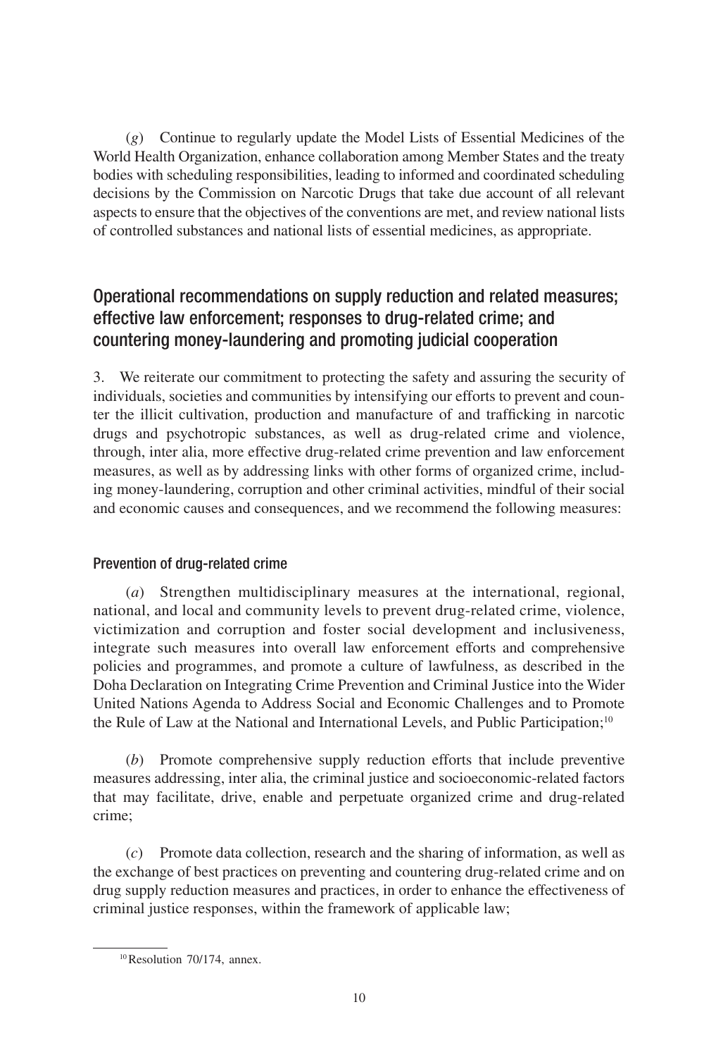(*g*) Continue to regularly update the Model Lists of Essential Medicines of the World Health Organization, enhance collaboration among Member States and the treaty bodies with scheduling responsibilities, leading to informed and coordinated scheduling decisions by the Commission on Narcotic Drugs that take due account of all relevant aspects to ensure that the objectives of the conventions are met, and review national lists of controlled substances and national lists of essential medicines, as appropriate.

## Operational recommendations on supply reduction and related measures; effective law enforcement; responses to drug-related crime; and countering money-laundering and promoting judicial cooperation

3. We reiterate our commitment to protecting the safety and assuring the security of individuals, societies and communities by intensifying our efforts to prevent and counter the illicit cultivation, production and manufacture of and trafficking in narcotic drugs and psychotropic substances, as well as drug-related crime and violence, through, inter alia, more effective drug-related crime prevention and law enforcement measures, as well as by addressing links with other forms of organized crime, including money-laundering, corruption and other criminal activities, mindful of their social and economic causes and consequences, and we recommend the following measures:

### Prevention of drug-related crime

(*a*) Strengthen multidisciplinary measures at the international, regional, national, and local and community levels to prevent drug-related crime, violence, victimization and corruption and foster social development and inclusiveness, integrate such measures into overall law enforcement efforts and comprehensive policies and programmes, and promote a culture of lawfulness, as described in the Doha Declaration on Integrating Crime Prevention and Criminal Justice into the Wider United Nations Agenda to Address Social and Economic Challenges and to Promote the Rule of Law at the National and International Levels, and Public Participation;[10]

(*b*) Promote comprehensive supply reduction efforts that include preventive measures addressing, inter alia, the criminal justice and socioeconomic-related factors that may facilitate, drive, enable and perpetuate organized crime and drug-related crime;

(*c*) Promote data collection, research and the sharing of information, as well as the exchange of best practices on preventing and countering drug-related crime and on drug supply reduction measures and practices, in order to enhance the effectiveness of criminal justice responses, within the framework of applicable law;

---

[10] Resolution 70/174, annex.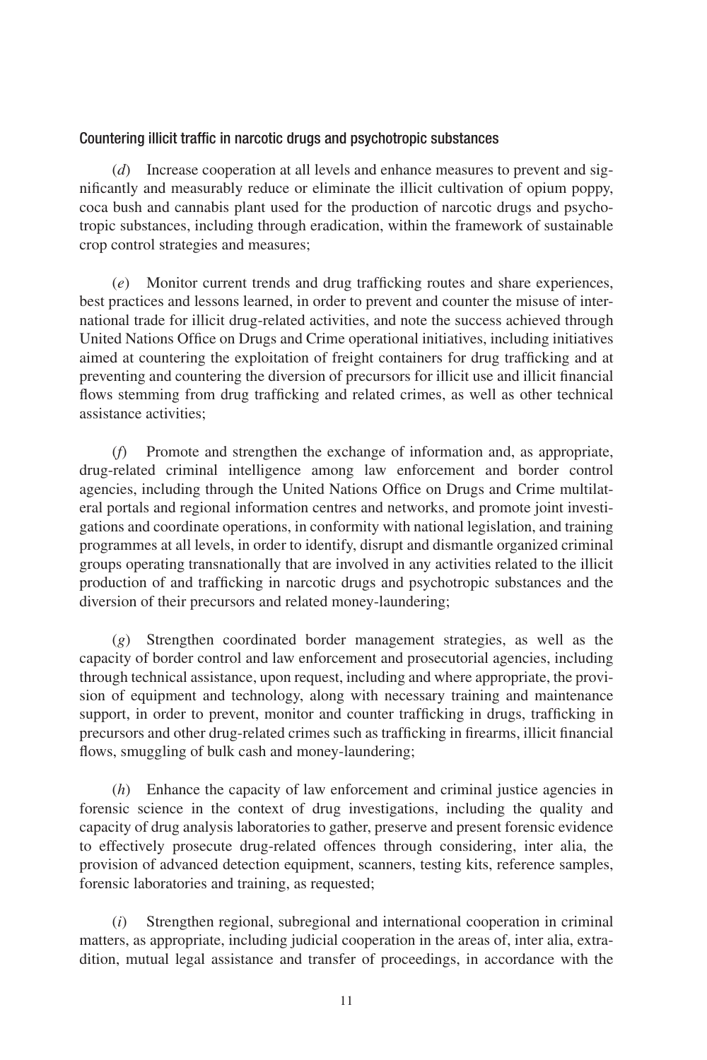### Countering illicit traffic in narcotic drugs and psychotropic substances

(*d*) Increase cooperation at all levels and enhance measures to prevent and significantly and measurably reduce or eliminate the illicit cultivation of opium poppy, coca bush and cannabis plant used for the production of narcotic drugs and psychotropic substances, including through eradication, within the framework of sustainable crop control strategies and measures;

(*e*) Monitor current trends and drug trafficking routes and share experiences, best practices and lessons learned, in order to prevent and counter the misuse of international trade for illicit drug-related activities, and note the success achieved through United Nations Office on Drugs and Crime operational initiatives, including initiatives aimed at countering the exploitation of freight containers for drug trafficking and at preventing and countering the diversion of precursors for illicit use and illicit financial flows stemming from drug trafficking and related crimes, as well as other technical assistance activities;

(*f*) Promote and strengthen the exchange of information and, as appropriate, drug-related criminal intelligence among law enforcement and border control agencies, including through the United Nations Office on Drugs and Crime multilateral portals and regional information centres and networks, and promote joint investigations and coordinate operations, in conformity with national legislation, and training programmes at all levels, in order to identify, disrupt and dismantle organized criminal groups operating transnationally that are involved in any activities related to the illicit production of and trafficking in narcotic drugs and psychotropic substances and the diversion of their precursors and related money-laundering;

(*g*) Strengthen coordinated border management strategies, as well as the capacity of border control and law enforcement and prosecutorial agencies, including through technical assistance, upon request, including and where appropriate, the provision of equipment and technology, along with necessary training and maintenance support, in order to prevent, monitor and counter trafficking in drugs, trafficking in precursors and other drug-related crimes such as trafficking in firearms, illicit financial flows, smuggling of bulk cash and money-laundering;

(*h*) Enhance the capacity of law enforcement and criminal justice agencies in forensic science in the context of drug investigations, including the quality and capacity of drug analysis laboratories to gather, preserve and present forensic evidence to effectively prosecute drug-related offences through considering, inter alia, the provision of advanced detection equipment, scanners, testing kits, reference samples, forensic laboratories and training, as requested;

(*i*) Strengthen regional, subregional and international cooperation in criminal matters, as appropriate, including judicial cooperation in the areas of, inter alia, extradition, mutual legal assistance and transfer of proceedings, in accordance with the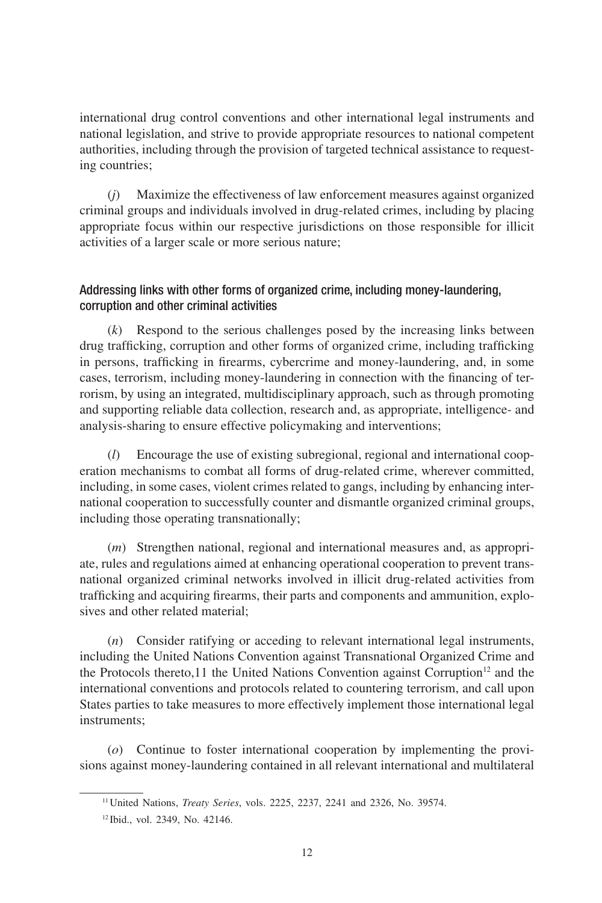international drug control conventions and other international legal instruments and national legislation, and strive to provide appropriate resources to national competent authorities, including through the provision of targeted technical assistance to requesting countries;

(*j*) Maximize the effectiveness of law enforcement measures against organized criminal groups and individuals involved in drug-related crimes, including by placing appropriate focus within our respective jurisdictions on those responsible for illicit activities of a larger scale or more serious nature;

### Addressing links with other forms of organized crime, including money-laundering, corruption and other criminal activities

(*k*) Respond to the serious challenges posed by the increasing links between drug trafficking, corruption and other forms of organized crime, including trafficking in persons, trafficking in firearms, cybercrime and money-laundering, and, in some cases, terrorism, including money-laundering in connection with the financing of terrorism, by using an integrated, multidisciplinary approach, such as through promoting and supporting reliable data collection, research and, as appropriate, intelligence- and analysis-sharing to ensure effective policymaking and interventions;

(*l*) Encourage the use of existing subregional, regional and international cooperation mechanisms to combat all forms of drug-related crime, wherever committed, including, in some cases, violent crimes related to gangs, including by enhancing international cooperation to successfully counter and dismantle organized criminal groups, including those operating transnationally;

(*m*) Strengthen national, regional and international measures and, as appropriate, rules and regulations aimed at enhancing operational cooperation to prevent transnational organized criminal networks involved in illicit drug-related activities from trafficking and acquiring firearms, their parts and components and ammunition, explosives and other related material;

(*n*) Consider ratifying or acceding to relevant international legal instruments, including the United Nations Convention against Transnational Organized Crime and the Protocols thereto,11 the United Nations Convention against Corruption[12] and the international conventions and protocols related to countering terrorism, and call upon States parties to take measures to more effectively implement those international legal instruments;

(*o*) Continue to foster international cooperation by implementing the provisions against money-laundering contained in all relevant international and multilateral

---

[11] United Nations, *Treaty Series*, vols. 2225, 2237, 2241 and 2326, No. 39574.

[12] Ibid., vol. 2349, No. 42146.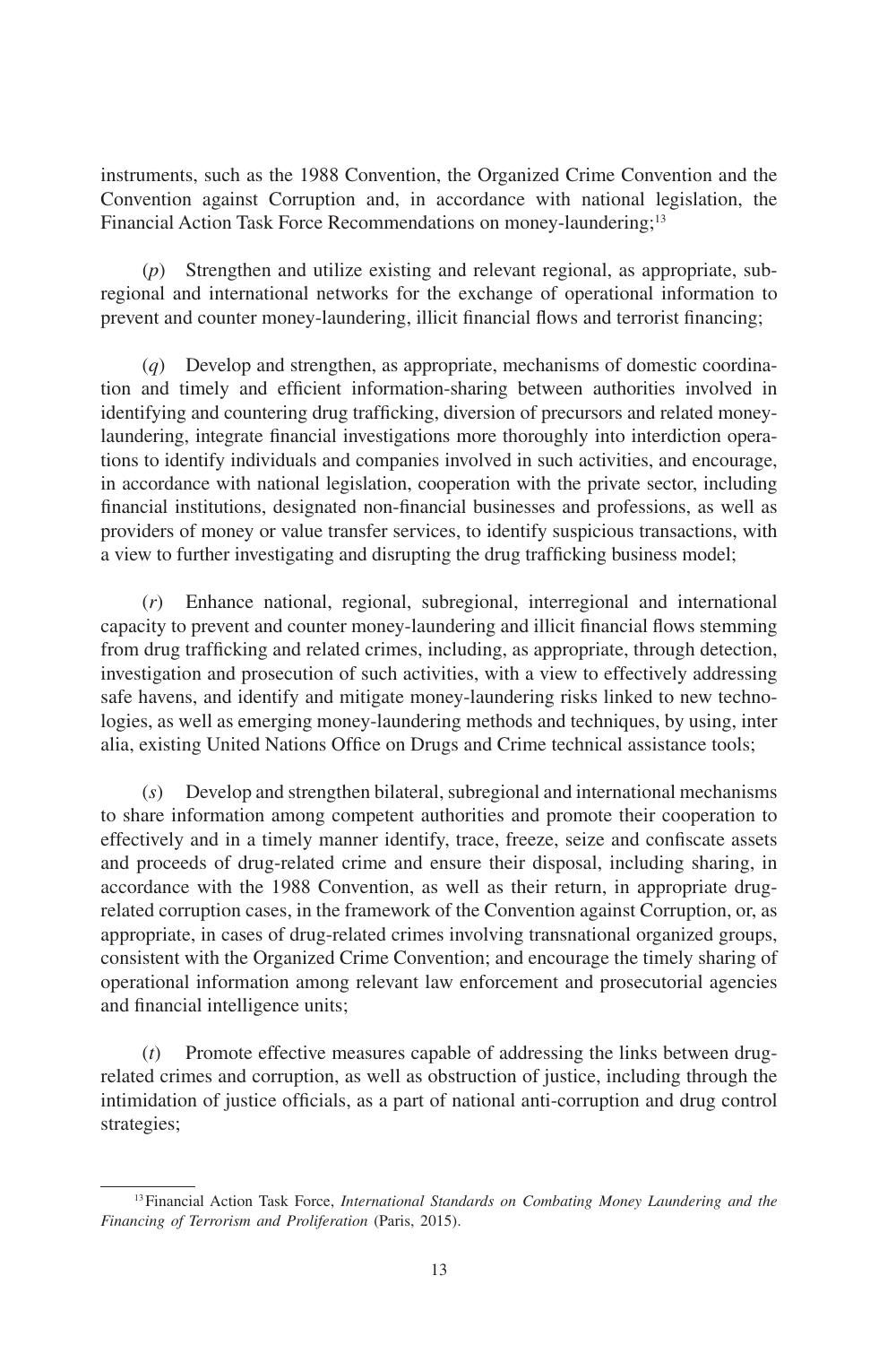instruments, such as the 1988 Convention, the Organized Crime Convention and the Convention against Corruption and, in accordance with national legislation, the Financial Action Task Force Recommendations on money-laundering;[13]

(*p*) Strengthen and utilize existing and relevant regional, as appropriate, subregional and international networks for the exchange of operational information to prevent and counter money-laundering, illicit financial flows and terrorist financing;

(*q*) Develop and strengthen, as appropriate, mechanisms of domestic coordination and timely and efficient information-sharing between authorities involved in identifying and countering drug trafficking, diversion of precursors and related money-laundering, integrate financial investigations more thoroughly into interdiction operations to identify individuals and companies involved in such activities, and encourage, in accordance with national legislation, cooperation with the private sector, including financial institutions, designated non-financial businesses and professions, as well as providers of money or value transfer services, to identify suspicious transactions, with a view to further investigating and disrupting the drug trafficking business model;

(*r*) Enhance national, regional, subregional, interregional and international capacity to prevent and counter money-laundering and illicit financial flows stemming from drug trafficking and related crimes, including, as appropriate, through detection, investigation and prosecution of such activities, with a view to effectively addressing safe havens, and identify and mitigate money-laundering risks linked to new technologies, as well as emerging money-laundering methods and techniques, by using, inter alia, existing United Nations Office on Drugs and Crime technical assistance tools;

(*s*) Develop and strengthen bilateral, subregional and international mechanisms to share information among competent authorities and promote their cooperation to effectively and in a timely manner identify, trace, freeze, seize and confiscate assets and proceeds of drug-related crime and ensure their disposal, including sharing, in accordance with the 1988 Convention, as well as their return, in appropriate drug-related corruption cases, in the framework of the Convention against Corruption, or, as appropriate, in cases of drug-related crimes involving transnational organized groups, consistent with the Organized Crime Convention; and encourage the timely sharing of operational information among relevant law enforcement and prosecutorial agencies and financial intelligence units;

(*t*) Promote effective measures capable of addressing the links between drug-related crimes and corruption, as well as obstruction of justice, including through the intimidation of justice officials, as a part of national anti-corruption and drug control strategies;

---

[13] Financial Action Task Force, *International Standards on Combating Money Laundering and the Financing of Terrorism and Proliferation* (Paris, 2015).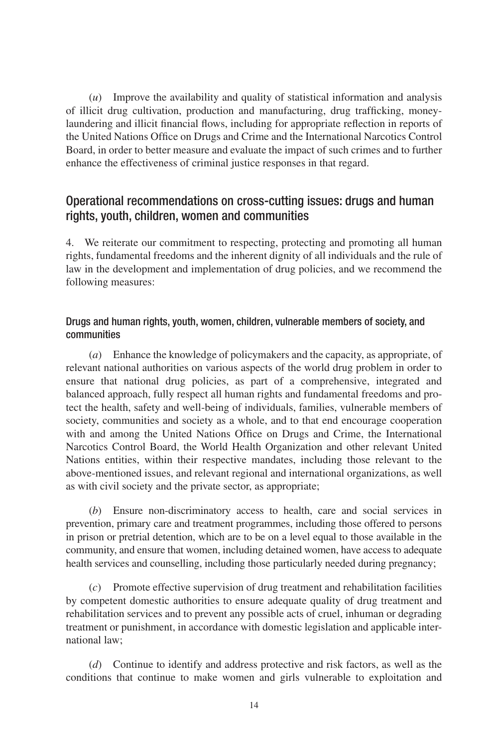(*u*) Improve the availability and quality of statistical information and analysis of illicit drug cultivation, production and manufacturing, drug trafficking, money-laundering and illicit financial flows, including for appropriate reflection in reports of the United Nations Office on Drugs and Crime and the International Narcotics Control Board, in order to better measure and evaluate the impact of such crimes and to further enhance the effectiveness of criminal justice responses in that regard.

## Operational recommendations on cross-cutting issues: drugs and human rights, youth, children, women and communities

4. We reiterate our commitment to respecting, protecting and promoting all human rights, fundamental freedoms and the inherent dignity of all individuals and the rule of law in the development and implementation of drug policies, and we recommend the following measures:

### Drugs and human rights, youth, women, children, vulnerable members of society, and communities

(*a*) Enhance the knowledge of policymakers and the capacity, as appropriate, of relevant national authorities on various aspects of the world drug problem in order to ensure that national drug policies, as part of a comprehensive, integrated and balanced approach, fully respect all human rights and fundamental freedoms and protect the health, safety and well-being of individuals, families, vulnerable members of society, communities and society as a whole, and to that end encourage cooperation with and among the United Nations Office on Drugs and Crime, the International Narcotics Control Board, the World Health Organization and other relevant United Nations entities, within their respective mandates, including those relevant to the above-mentioned issues, and relevant regional and international organizations, as well as with civil society and the private sector, as appropriate;

(*b*) Ensure non-discriminatory access to health, care and social services in prevention, primary care and treatment programmes, including those offered to persons in prison or pretrial detention, which are to be on a level equal to those available in the community, and ensure that women, including detained women, have access to adequate health services and counselling, including those particularly needed during pregnancy;

(*c*) Promote effective supervision of drug treatment and rehabilitation facilities by competent domestic authorities to ensure adequate quality of drug treatment and rehabilitation services and to prevent any possible acts of cruel, inhuman or degrading treatment or punishment, in accordance with domestic legislation and applicable international law;

(*d*) Continue to identify and address protective and risk factors, as well as the conditions that continue to make women and girls vulnerable to exploitation and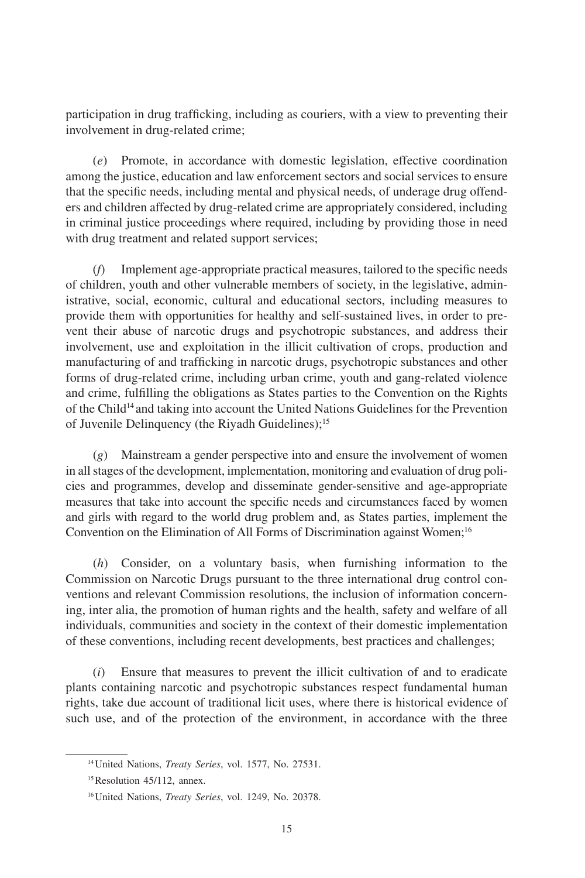participation in drug trafficking, including as couriers, with a view to preventing their involvement in drug-related crime;

(*e*) Promote, in accordance with domestic legislation, effective coordination among the justice, education and law enforcement sectors and social services to ensure that the specific needs, including mental and physical needs, of underage drug offenders and children affected by drug-related crime are appropriately considered, including in criminal justice proceedings where required, including by providing those in need with drug treatment and related support services;

(*f*) Implement age-appropriate practical measures, tailored to the specific needs of children, youth and other vulnerable members of society, in the legislative, administrative, social, economic, cultural and educational sectors, including measures to provide them with opportunities for healthy and self-sustained lives, in order to prevent their abuse of narcotic drugs and psychotropic substances, and address their involvement, use and exploitation in the illicit cultivation of crops, production and manufacturing of and trafficking in narcotic drugs, psychotropic substances and other forms of drug-related crime, including urban crime, youth and gang-related violence and crime, fulfilling the obligations as States parties to the Convention on the Rights of the Child[14] and taking into account the United Nations Guidelines for the Prevention of Juvenile Delinquency (the Riyadh Guidelines);[15]

(*g*) Mainstream a gender perspective into and ensure the involvement of women in all stages of the development, implementation, monitoring and evaluation of drug policies and programmes, develop and disseminate gender-sensitive and age-appropriate measures that take into account the specific needs and circumstances faced by women and girls with regard to the world drug problem and, as States parties, implement the Convention on the Elimination of All Forms of Discrimination against Women;[16]

(*h*) Consider, on a voluntary basis, when furnishing information to the Commission on Narcotic Drugs pursuant to the three international drug control conventions and relevant Commission resolutions, the inclusion of information concerning, inter alia, the promotion of human rights and the health, safety and welfare of all individuals, communities and society in the context of their domestic implementation of these conventions, including recent developments, best practices and challenges;

(*i*) Ensure that measures to prevent the illicit cultivation of and to eradicate plants containing narcotic and psychotropic substances respect fundamental human rights, take due account of traditional licit uses, where there is historical evidence of such use, and of the protection of the environment, in accordance with the three

---

[14] United Nations, *Treaty Series*, vol. 1577, No. 27531.

[15] Resolution 45/112, annex.

[16] United Nations, *Treaty Series*, vol. 1249, No. 20378.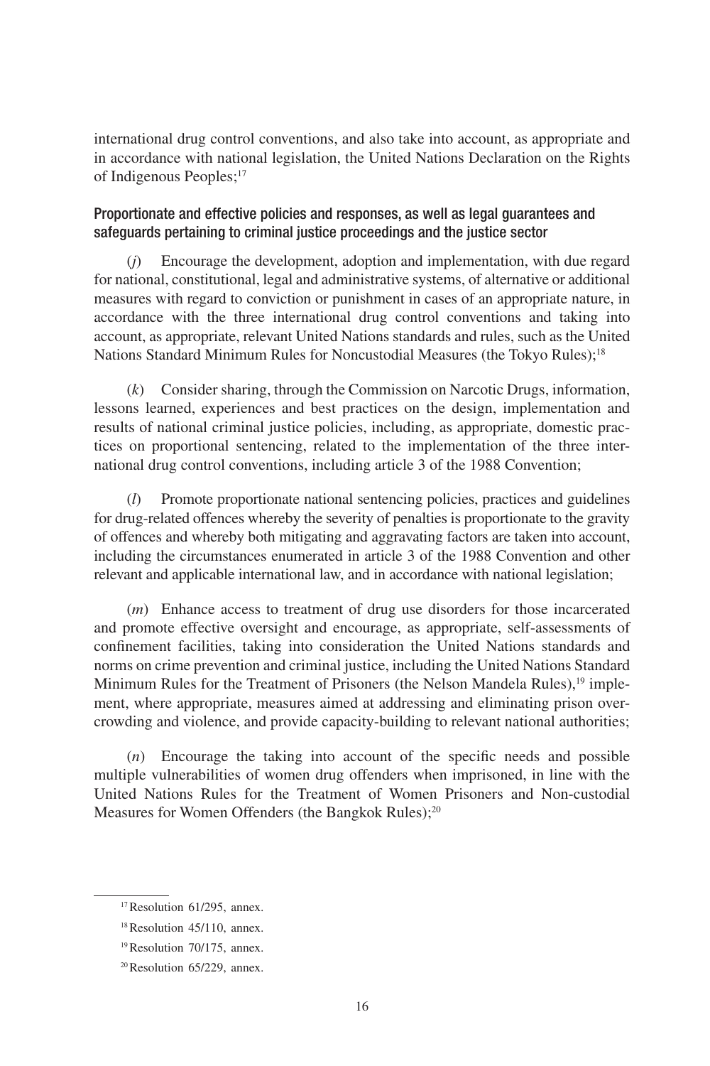international drug control conventions, and also take into account, as appropriate and in accordance with national legislation, the United Nations Declaration on the Rights of Indigenous Peoples;[17]

### Proportionate and effective policies and responses, as well as legal guarantees and safeguards pertaining to criminal justice proceedings and the justice sector

(*j*) Encourage the development, adoption and implementation, with due regard for national, constitutional, legal and administrative systems, of alternative or additional measures with regard to conviction or punishment in cases of an appropriate nature, in accordance with the three international drug control conventions and taking into account, as appropriate, relevant United Nations standards and rules, such as the United Nations Standard Minimum Rules for Noncustodial Measures (the Tokyo Rules);[18]

(*k*) Consider sharing, through the Commission on Narcotic Drugs, information, lessons learned, experiences and best practices on the design, implementation and results of national criminal justice policies, including, as appropriate, domestic practices on proportional sentencing, related to the implementation of the three international drug control conventions, including article 3 of the 1988 Convention;

(*l*) Promote proportionate national sentencing policies, practices and guidelines for drug-related offences whereby the severity of penalties is proportionate to the gravity of offences and whereby both mitigating and aggravating factors are taken into account, including the circumstances enumerated in article 3 of the 1988 Convention and other relevant and applicable international law, and in accordance with national legislation;

(*m*) Enhance access to treatment of drug use disorders for those incarcerated and promote effective oversight and encourage, as appropriate, self-assessments of confinement facilities, taking into consideration the United Nations standards and norms on crime prevention and criminal justice, including the United Nations Standard Minimum Rules for the Treatment of Prisoners (the Nelson Mandela Rules),[19] implement, where appropriate, measures aimed at addressing and eliminating prison overcrowding and violence, and provide capacity-building to relevant national authorities;

(*n*) Encourage the taking into account of the specific needs and possible multiple vulnerabilities of women drug offenders when imprisoned, in line with the United Nations Rules for the Treatment of Women Prisoners and Non-custodial Measures for Women Offenders (the Bangkok Rules);[20]

---

[17] Resolution 61/295, annex.

[18] Resolution 45/110, annex.

[19] Resolution 70/175, annex.

[20] Resolution 65/229, annex.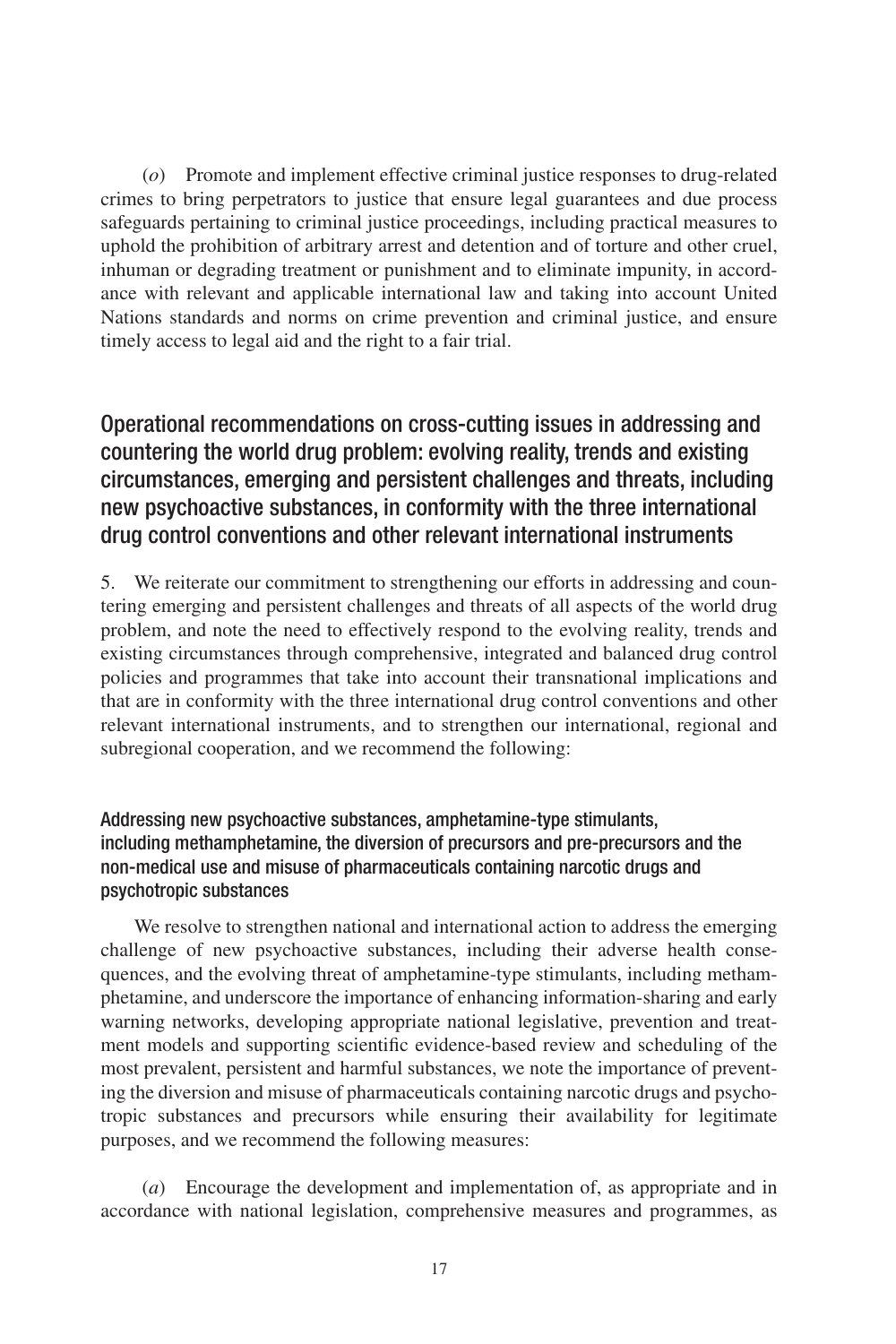(*o*) Promote and implement effective criminal justice responses to drug-related crimes to bring perpetrators to justice that ensure legal guarantees and due process safeguards pertaining to criminal justice proceedings, including practical measures to uphold the prohibition of arbitrary arrest and detention and of torture and other cruel, inhuman or degrading treatment or punishment and to eliminate impunity, in accordance with relevant and applicable international law and taking into account United Nations standards and norms on crime prevention and criminal justice, and ensure timely access to legal aid and the right to a fair trial.

## Operational recommendations on cross-cutting issues in addressing and countering the world drug problem: evolving reality, trends and existing circumstances, emerging and persistent challenges and threats, including new psychoactive substances, in conformity with the three international drug control conventions and other relevant international instruments

5. We reiterate our commitment to strengthening our efforts in addressing and countering emerging and persistent challenges and threats of all aspects of the world drug problem, and note the need to effectively respond to the evolving reality, trends and existing circumstances through comprehensive, integrated and balanced drug control policies and programmes that take into account their transnational implications and that are in conformity with the three international drug control conventions and other relevant international instruments, and to strengthen our international, regional and subregional cooperation, and we recommend the following:

### Addressing new psychoactive substances, amphetamine-type stimulants, including methamphetamine, the diversion of precursors and pre-precursors and the non-medical use and misuse of pharmaceuticals containing narcotic drugs and psychotropic substances

We resolve to strengthen national and international action to address the emerging challenge of new psychoactive substances, including their adverse health consequences, and the evolving threat of amphetamine-type stimulants, including methamphetamine, and underscore the importance of enhancing information-sharing and early warning networks, developing appropriate national legislative, prevention and treatment models and supporting scientific evidence-based review and scheduling of the most prevalent, persistent and harmful substances, we note the importance of preventing the diversion and misuse of pharmaceuticals containing narcotic drugs and psychotropic substances and precursors while ensuring their availability for legitimate purposes, and we recommend the following measures:

(*a*) Encourage the development and implementation of, as appropriate and in accordance with national legislation, comprehensive measures and programmes, as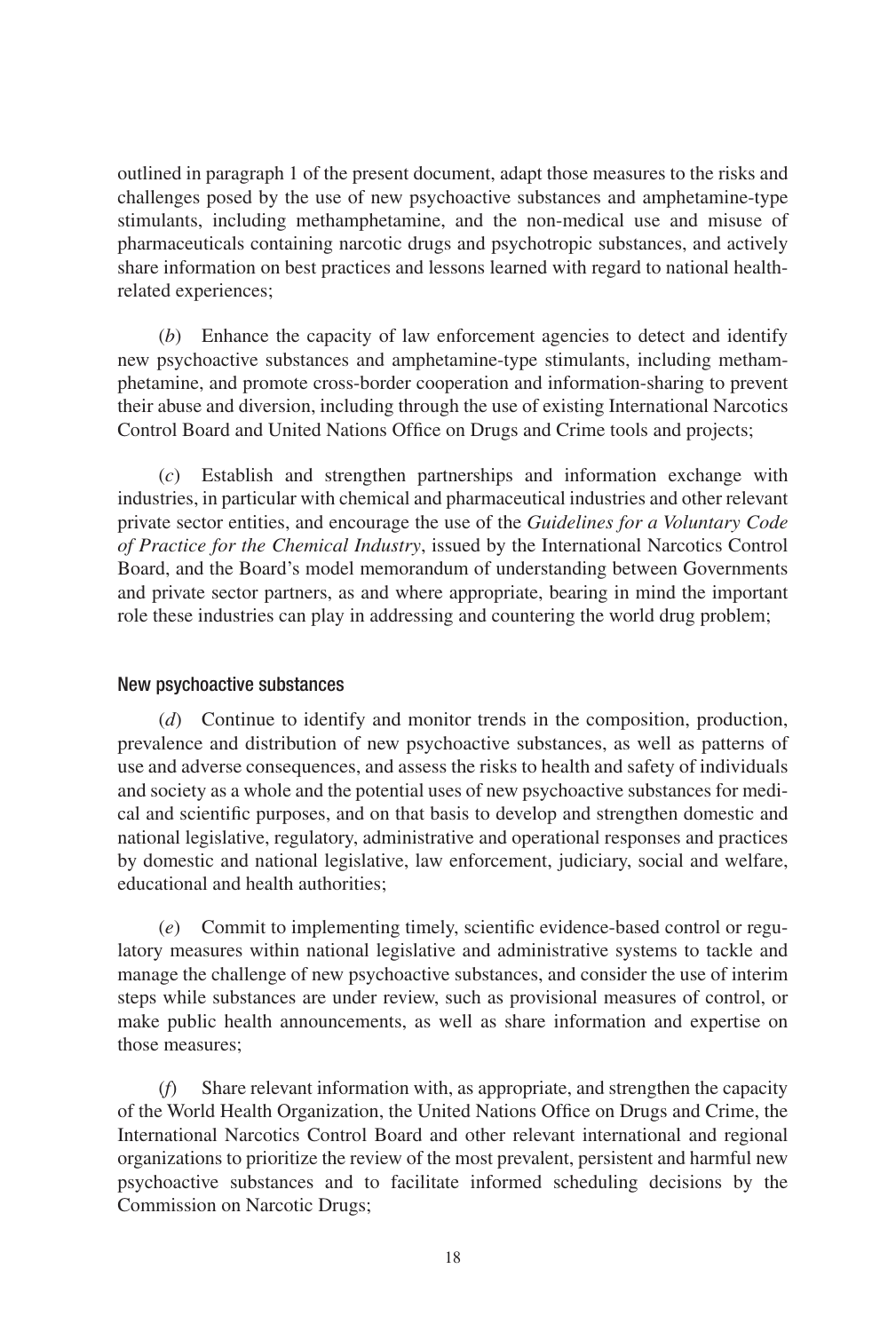outlined in paragraph 1 of the present document, adapt those measures to the risks and challenges posed by the use of new psychoactive substances and amphetamine-type stimulants, including methamphetamine, and the non-medical use and misuse of pharmaceuticals containing narcotic drugs and psychotropic substances, and actively share information on best practices and lessons learned with regard to national health-related experiences;

(*b*) Enhance the capacity of law enforcement agencies to detect and identify new psychoactive substances and amphetamine-type stimulants, including methamphetamine, and promote cross-border cooperation and information-sharing to prevent their abuse and diversion, including through the use of existing International Narcotics Control Board and United Nations Office on Drugs and Crime tools and projects;

(*c*) Establish and strengthen partnerships and information exchange with industries, in particular with chemical and pharmaceutical industries and other relevant private sector entities, and encourage the use of the *Guidelines for a Voluntary Code of Practice for the Chemical Industry*, issued by the International Narcotics Control Board, and the Board's model memorandum of understanding between Governments and private sector partners, as and where appropriate, bearing in mind the important role these industries can play in addressing and countering the world drug problem;

### New psychoactive substances

(*d*) Continue to identify and monitor trends in the composition, production, prevalence and distribution of new psychoactive substances, as well as patterns of use and adverse consequences, and assess the risks to health and safety of individuals and society as a whole and the potential uses of new psychoactive substances for medical and scientific purposes, and on that basis to develop and strengthen domestic and national legislative, regulatory, administrative and operational responses and practices by domestic and national legislative, law enforcement, judiciary, social and welfare, educational and health authorities;

(*e*) Commit to implementing timely, scientific evidence-based control or regulatory measures within national legislative and administrative systems to tackle and manage the challenge of new psychoactive substances, and consider the use of interim steps while substances are under review, such as provisional measures of control, or make public health announcements, as well as share information and expertise on those measures;

(*f*) Share relevant information with, as appropriate, and strengthen the capacity of the World Health Organization, the United Nations Office on Drugs and Crime, the International Narcotics Control Board and other relevant international and regional organizations to prioritize the review of the most prevalent, persistent and harmful new psychoactive substances and to facilitate informed scheduling decisions by the Commission on Narcotic Drugs;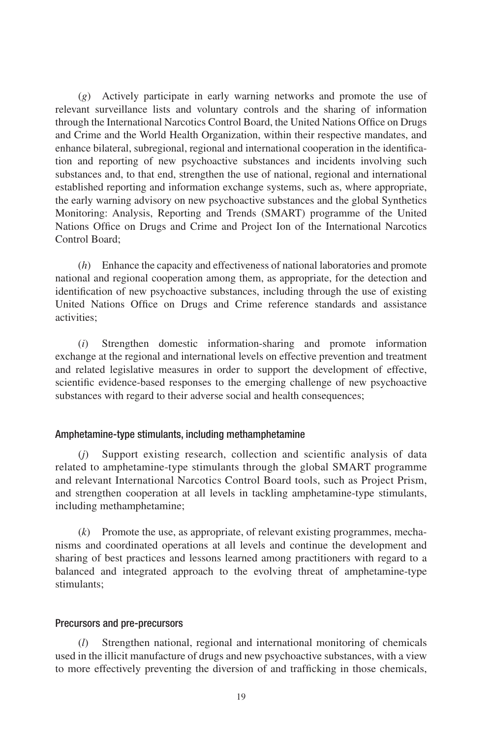(*g*) Actively participate in early warning networks and promote the use of relevant surveillance lists and voluntary controls and the sharing of information through the International Narcotics Control Board, the United Nations Office on Drugs and Crime and the World Health Organization, within their respective mandates, and enhance bilateral, subregional, regional and international cooperation in the identification and reporting of new psychoactive substances and incidents involving such substances and, to that end, strengthen the use of national, regional and international established reporting and information exchange systems, such as, where appropriate, the early warning advisory on new psychoactive substances and the global Synthetics Monitoring: Analysis, Reporting and Trends (SMART) programme of the United Nations Office on Drugs and Crime and Project Ion of the International Narcotics Control Board;

(*h*) Enhance the capacity and effectiveness of national laboratories and promote national and regional cooperation among them, as appropriate, for the detection and identification of new psychoactive substances, including through the use of existing United Nations Office on Drugs and Crime reference standards and assistance activities;

(*i*) Strengthen domestic information-sharing and promote information exchange at the regional and international levels on effective prevention and treatment and related legislative measures in order to support the development of effective, scientific evidence-based responses to the emerging challenge of new psychoactive substances with regard to their adverse social and health consequences;

#### Amphetamine-type stimulants, including methamphetamine

(*j*) Support existing research, collection and scientific analysis of data related to amphetamine-type stimulants through the global SMART programme and relevant International Narcotics Control Board tools, such as Project Prism, and strengthen cooperation at all levels in tackling amphetamine-type stimulants, including methamphetamine;

(*k*) Promote the use, as appropriate, of relevant existing programmes, mechanisms and coordinated operations at all levels and continue the development and sharing of best practices and lessons learned among practitioners with regard to a balanced and integrated approach to the evolving threat of amphetamine-type stimulants;

#### Precursors and pre-precursors

(*l*) Strengthen national, regional and international monitoring of chemicals used in the illicit manufacture of drugs and new psychoactive substances, with a view to more effectively preventing the diversion of and trafficking in those chemicals,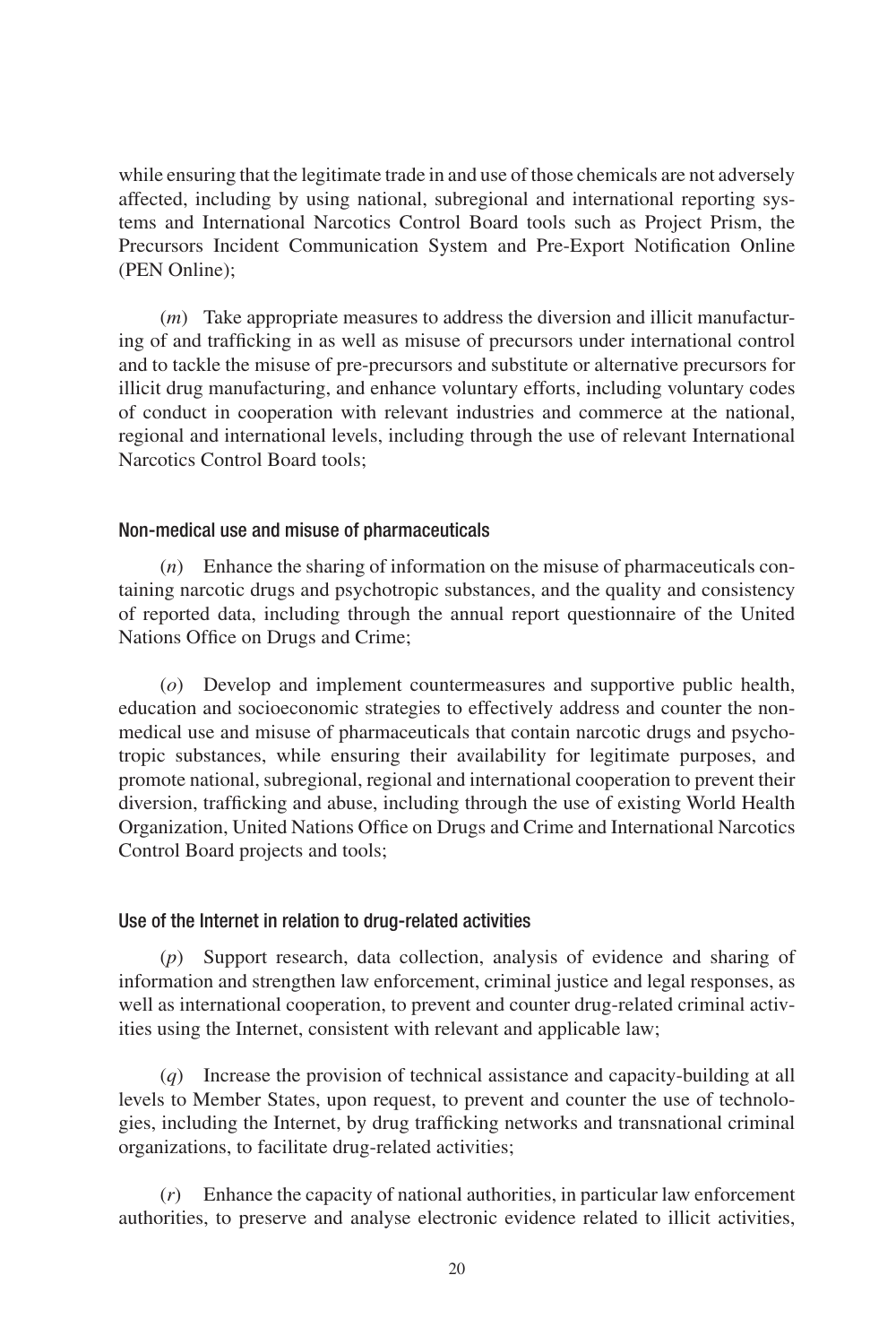while ensuring that the legitimate trade in and use of those chemicals are not adversely affected, including by using national, subregional and international reporting systems and International Narcotics Control Board tools such as Project Prism, the Precursors Incident Communication System and Pre-Export Notification Online (PEN Online);

(*m*) Take appropriate measures to address the diversion and illicit manufacturing of and trafficking in as well as misuse of precursors under international control and to tackle the misuse of pre-precursors and substitute or alternative precursors for illicit drug manufacturing, and enhance voluntary efforts, including voluntary codes of conduct in cooperation with relevant industries and commerce at the national, regional and international levels, including through the use of relevant International Narcotics Control Board tools;

#### Non-medical use and misuse of pharmaceuticals

(*n*) Enhance the sharing of information on the misuse of pharmaceuticals containing narcotic drugs and psychotropic substances, and the quality and consistency of reported data, including through the annual report questionnaire of the United Nations Office on Drugs and Crime;

(*o*) Develop and implement countermeasures and supportive public health, education and socioeconomic strategies to effectively address and counter the non-medical use and misuse of pharmaceuticals that contain narcotic drugs and psychotropic substances, while ensuring their availability for legitimate purposes, and promote national, subregional, regional and international cooperation to prevent their diversion, trafficking and abuse, including through the use of existing World Health Organization, United Nations Office on Drugs and Crime and International Narcotics Control Board projects and tools;

#### Use of the Internet in relation to drug-related activities

(*p*) Support research, data collection, analysis of evidence and sharing of information and strengthen law enforcement, criminal justice and legal responses, as well as international cooperation, to prevent and counter drug-related criminal activities using the Internet, consistent with relevant and applicable law;

(*q*) Increase the provision of technical assistance and capacity-building at all levels to Member States, upon request, to prevent and counter the use of technologies, including the Internet, by drug trafficking networks and transnational criminal organizations, to facilitate drug-related activities;

(*r*) Enhance the capacity of national authorities, in particular law enforcement authorities, to preserve and analyse electronic evidence related to illicit activities,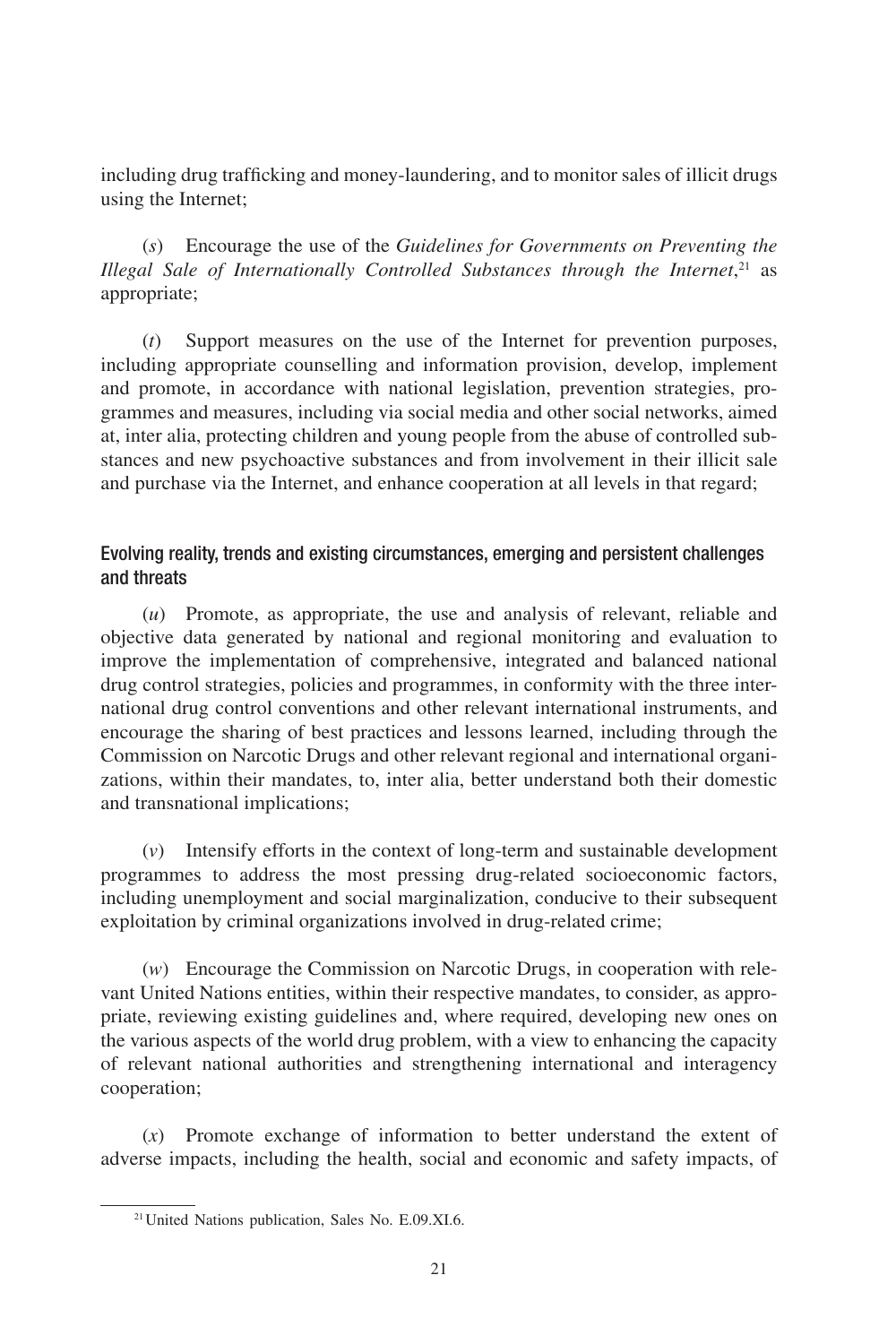including drug trafficking and money-laundering, and to monitor sales of illicit drugs using the Internet;

(*s*) Encourage the use of the *Guidelines for Governments on Preventing the Illegal Sale of Internationally Controlled Substances through the Internet*,[21] as appropriate;

(*t*) Support measures on the use of the Internet for prevention purposes, including appropriate counselling and information provision, develop, implement and promote, in accordance with national legislation, prevention strategies, programmes and measures, including via social media and other social networks, aimed at, inter alia, protecting children and young people from the abuse of controlled substances and new psychoactive substances and from involvement in their illicit sale and purchase via the Internet, and enhance cooperation at all levels in that regard;

### Evolving reality, trends and existing circumstances, emerging and persistent challenges and threats

(*u*) Promote, as appropriate, the use and analysis of relevant, reliable and objective data generated by national and regional monitoring and evaluation to improve the implementation of comprehensive, integrated and balanced national drug control strategies, policies and programmes, in conformity with the three international drug control conventions and other relevant international instruments, and encourage the sharing of best practices and lessons learned, including through the Commission on Narcotic Drugs and other relevant regional and international organizations, within their mandates, to, inter alia, better understand both their domestic and transnational implications;

(*v*) Intensify efforts in the context of long-term and sustainable development programmes to address the most pressing drug-related socioeconomic factors, including unemployment and social marginalization, conducive to their subsequent exploitation by criminal organizations involved in drug-related crime;

(*w*) Encourage the Commission on Narcotic Drugs, in cooperation with relevant United Nations entities, within their respective mandates, to consider, as appropriate, reviewing existing guidelines and, where required, developing new ones on the various aspects of the world drug problem, with a view to enhancing the capacity of relevant national authorities and strengthening international and interagency cooperation;

(*x*) Promote exchange of information to better understand the extent of adverse impacts, including the health, social and economic and safety impacts, of

---

[21] United Nations publication, Sales No. E.09.XI.6.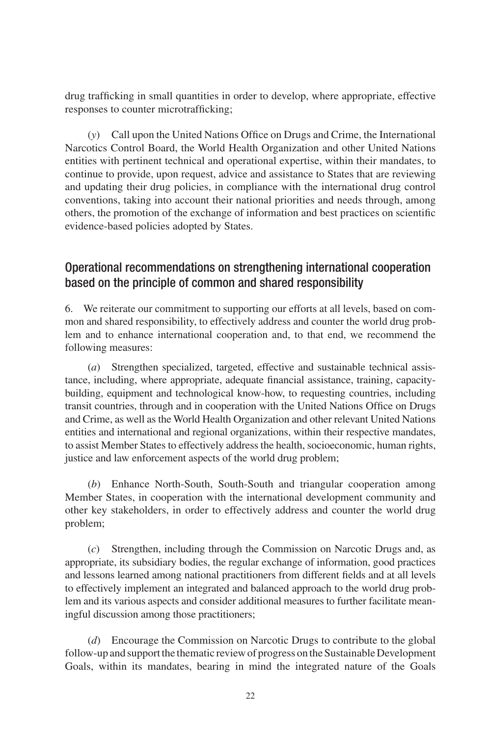drug trafficking in small quantities in order to develop, where appropriate, effective responses to counter microtrafficking;

(*y*) Call upon the United Nations Office on Drugs and Crime, the International Narcotics Control Board, the World Health Organization and other United Nations entities with pertinent technical and operational expertise, within their mandates, to continue to provide, upon request, advice and assistance to States that are reviewing and updating their drug policies, in compliance with the international drug control conventions, taking into account their national priorities and needs through, among others, the promotion of the exchange of information and best practices on scientific evidence-based policies adopted by States.

## Operational recommendations on strengthening international cooperation based on the principle of common and shared responsibility

6. We reiterate our commitment to supporting our efforts at all levels, based on common and shared responsibility, to effectively address and counter the world drug problem and to enhance international cooperation and, to that end, we recommend the following measures:

(*a*) Strengthen specialized, targeted, effective and sustainable technical assistance, including, where appropriate, adequate financial assistance, training, capacity-building, equipment and technological know-how, to requesting countries, including transit countries, through and in cooperation with the United Nations Office on Drugs and Crime, as well as the World Health Organization and other relevant United Nations entities and international and regional organizations, within their respective mandates, to assist Member States to effectively address the health, socioeconomic, human rights, justice and law enforcement aspects of the world drug problem;

(*b*) Enhance North-South, South-South and triangular cooperation among Member States, in cooperation with the international development community and other key stakeholders, in order to effectively address and counter the world drug problem;

(*c*) Strengthen, including through the Commission on Narcotic Drugs and, as appropriate, its subsidiary bodies, the regular exchange of information, good practices and lessons learned among national practitioners from different fields and at all levels to effectively implement an integrated and balanced approach to the world drug problem and its various aspects and consider additional measures to further facilitate meaningful discussion among those practitioners;

(*d*) Encourage the Commission on Narcotic Drugs to contribute to the global follow-up and support the thematic review of progress on the Sustainable Development Goals, within its mandates, bearing in mind the integrated nature of the Goals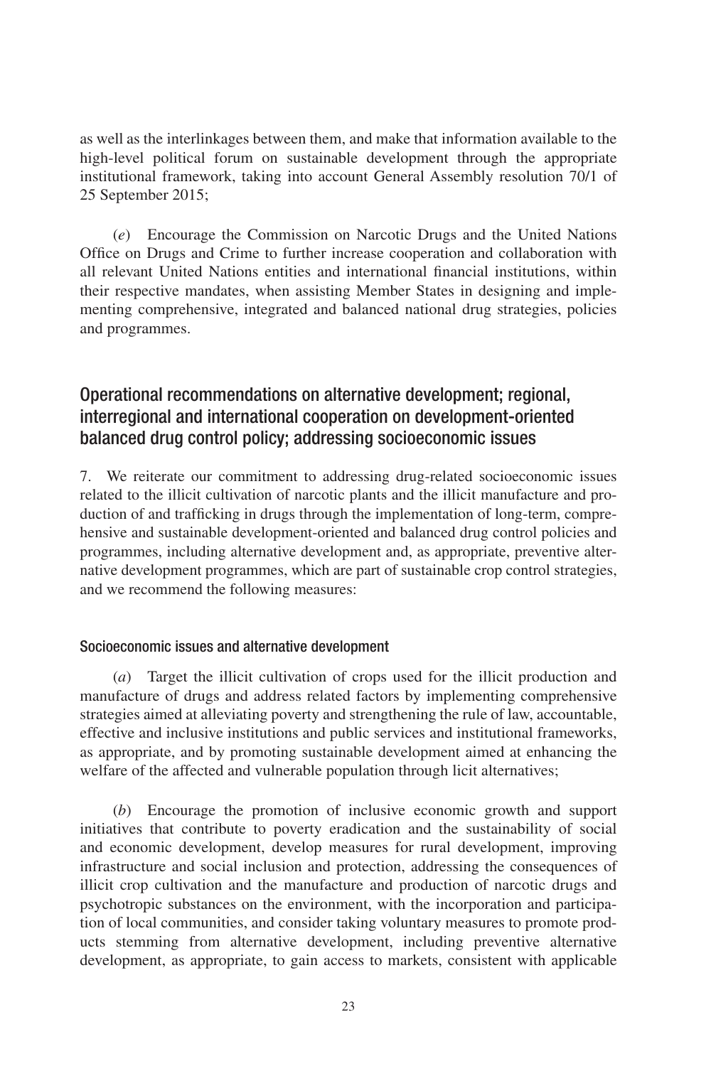as well as the interlinkages between them, and make that information available to the high-level political forum on sustainable development through the appropriate institutional framework, taking into account General Assembly resolution 70/1 of 25 September 2015;

(*e*) Encourage the Commission on Narcotic Drugs and the United Nations Office on Drugs and Crime to further increase cooperation and collaboration with all relevant United Nations entities and international financial institutions, within their respective mandates, when assisting Member States in designing and implementing comprehensive, integrated and balanced national drug strategies, policies and programmes.

## Operational recommendations on alternative development; regional, interregional and international cooperation on development-oriented balanced drug control policy; addressing socioeconomic issues

7. We reiterate our commitment to addressing drug-related socioeconomic issues related to the illicit cultivation of narcotic plants and the illicit manufacture and production of and trafficking in drugs through the implementation of long-term, comprehensive and sustainable development-oriented and balanced drug control policies and programmes, including alternative development and, as appropriate, preventive alternative development programmes, which are part of sustainable crop control strategies, and we recommend the following measures:

### Socioeconomic issues and alternative development

(*a*) Target the illicit cultivation of crops used for the illicit production and manufacture of drugs and address related factors by implementing comprehensive strategies aimed at alleviating poverty and strengthening the rule of law, accountable, effective and inclusive institutions and public services and institutional frameworks, as appropriate, and by promoting sustainable development aimed at enhancing the welfare of the affected and vulnerable population through licit alternatives;

(*b*) Encourage the promotion of inclusive economic growth and support initiatives that contribute to poverty eradication and the sustainability of social and economic development, develop measures for rural development, improving infrastructure and social inclusion and protection, addressing the consequences of illicit crop cultivation and the manufacture and production of narcotic drugs and psychotropic substances on the environment, with the incorporation and participation of local communities, and consider taking voluntary measures to promote products stemming from alternative development, including preventive alternative development, as appropriate, to gain access to markets, consistent with applicable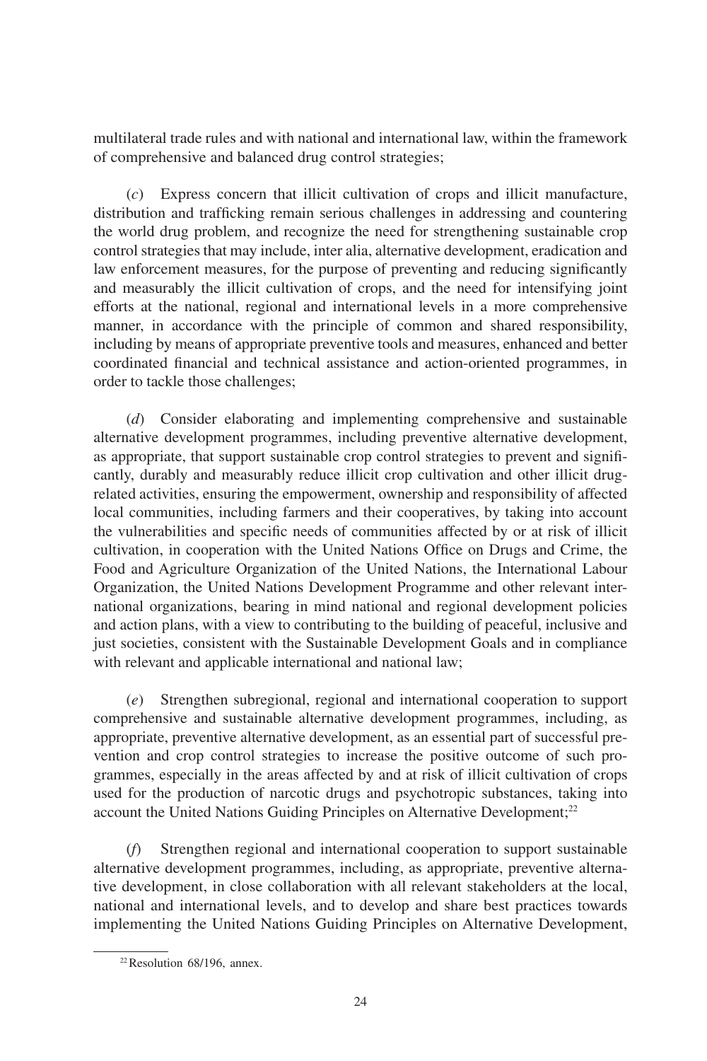multilateral trade rules and with national and international law, within the framework of comprehensive and balanced drug control strategies;

(*c*) Express concern that illicit cultivation of crops and illicit manufacture, distribution and trafficking remain serious challenges in addressing and countering the world drug problem, and recognize the need for strengthening sustainable crop control strategies that may include, inter alia, alternative development, eradication and law enforcement measures, for the purpose of preventing and reducing significantly and measurably the illicit cultivation of crops, and the need for intensifying joint efforts at the national, regional and international levels in a more comprehensive manner, in accordance with the principle of common and shared responsibility, including by means of appropriate preventive tools and measures, enhanced and better coordinated financial and technical assistance and action-oriented programmes, in order to tackle those challenges;

(*d*) Consider elaborating and implementing comprehensive and sustainable alternative development programmes, including preventive alternative development, as appropriate, that support sustainable crop control strategies to prevent and significantly, durably and measurably reduce illicit crop cultivation and other illicit drug-related activities, ensuring the empowerment, ownership and responsibility of affected local communities, including farmers and their cooperatives, by taking into account the vulnerabilities and specific needs of communities affected by or at risk of illicit cultivation, in cooperation with the United Nations Office on Drugs and Crime, the Food and Agriculture Organization of the United Nations, the International Labour Organization, the United Nations Development Programme and other relevant international organizations, bearing in mind national and regional development policies and action plans, with a view to contributing to the building of peaceful, inclusive and just societies, consistent with the Sustainable Development Goals and in compliance with relevant and applicable international and national law;

(*e*) Strengthen subregional, regional and international cooperation to support comprehensive and sustainable alternative development programmes, including, as appropriate, preventive alternative development, as an essential part of successful prevention and crop control strategies to increase the positive outcome of such programmes, especially in the areas affected by and at risk of illicit cultivation of crops used for the production of narcotic drugs and psychotropic substances, taking into account the United Nations Guiding Principles on Alternative Development;[22]

(*f*) Strengthen regional and international cooperation to support sustainable alternative development programmes, including, as appropriate, preventive alternative development, in close collaboration with all relevant stakeholders at the local, national and international levels, and to develop and share best practices towards implementing the United Nations Guiding Principles on Alternative Development,

---

[22] Resolution 68/196, annex.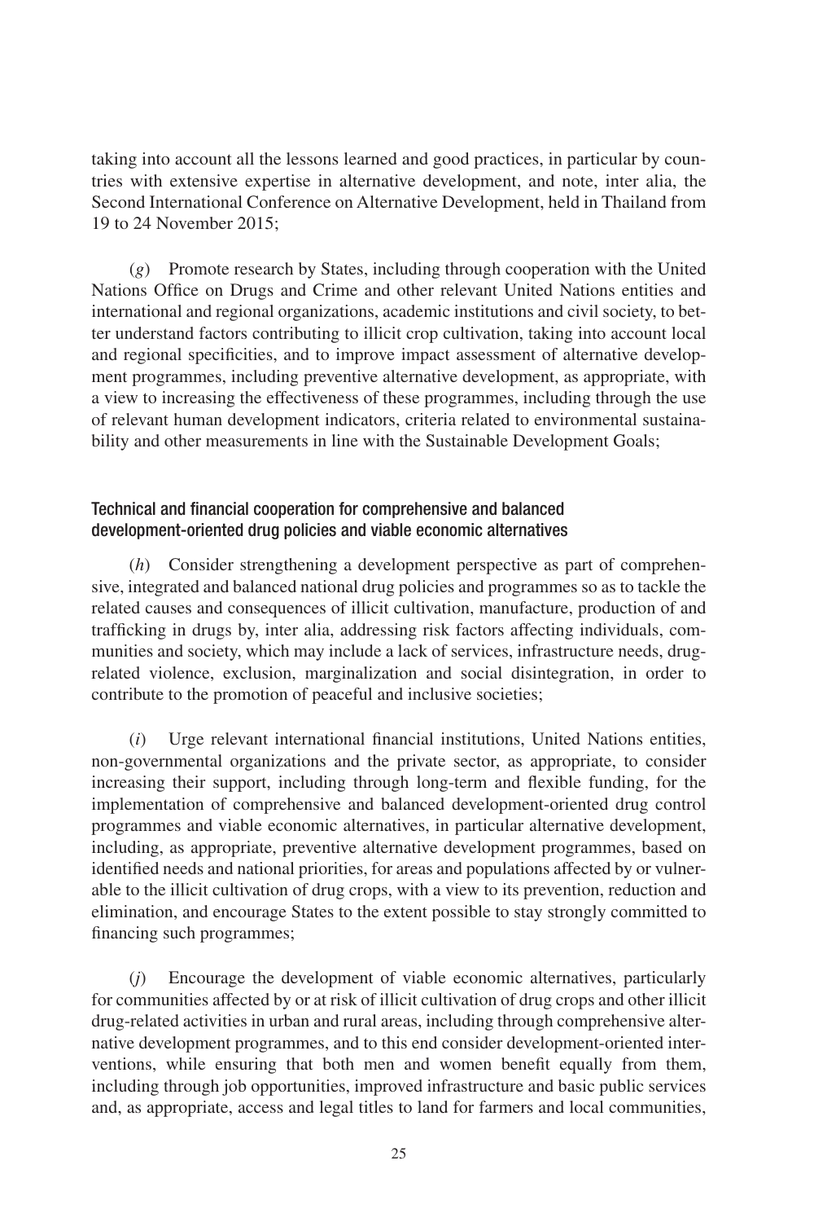taking into account all the lessons learned and good practices, in particular by countries with extensive expertise in alternative development, and note, inter alia, the Second International Conference on Alternative Development, held in Thailand from 19 to 24 November 2015;

(*g*) Promote research by States, including through cooperation with the United Nations Office on Drugs and Crime and other relevant United Nations entities and international and regional organizations, academic institutions and civil society, to better understand factors contributing to illicit crop cultivation, taking into account local and regional specificities, and to improve impact assessment of alternative development programmes, including preventive alternative development, as appropriate, with a view to increasing the effectiveness of these programmes, including through the use of relevant human development indicators, criteria related to environmental sustainability and other measurements in line with the Sustainable Development Goals;

### Technical and financial cooperation for comprehensive and balanced development-oriented drug policies and viable economic alternatives

(*h*) Consider strengthening a development perspective as part of comprehensive, integrated and balanced national drug policies and programmes so as to tackle the related causes and consequences of illicit cultivation, manufacture, production of and trafficking in drugs by, inter alia, addressing risk factors affecting individuals, communities and society, which may include a lack of services, infrastructure needs, drug-related violence, exclusion, marginalization and social disintegration, in order to contribute to the promotion of peaceful and inclusive societies;

(*i*) Urge relevant international financial institutions, United Nations entities, non-governmental organizations and the private sector, as appropriate, to consider increasing their support, including through long-term and flexible funding, for the implementation of comprehensive and balanced development-oriented drug control programmes and viable economic alternatives, in particular alternative development, including, as appropriate, preventive alternative development programmes, based on identified needs and national priorities, for areas and populations affected by or vulnerable to the illicit cultivation of drug crops, with a view to its prevention, reduction and elimination, and encourage States to the extent possible to stay strongly committed to financing such programmes;

(*j*) Encourage the development of viable economic alternatives, particularly for communities affected by or at risk of illicit cultivation of drug crops and other illicit drug-related activities in urban and rural areas, including through comprehensive alternative development programmes, and to this end consider development-oriented interventions, while ensuring that both men and women benefit equally from them, including through job opportunities, improved infrastructure and basic public services and, as appropriate, access and legal titles to land for farmers and local communities,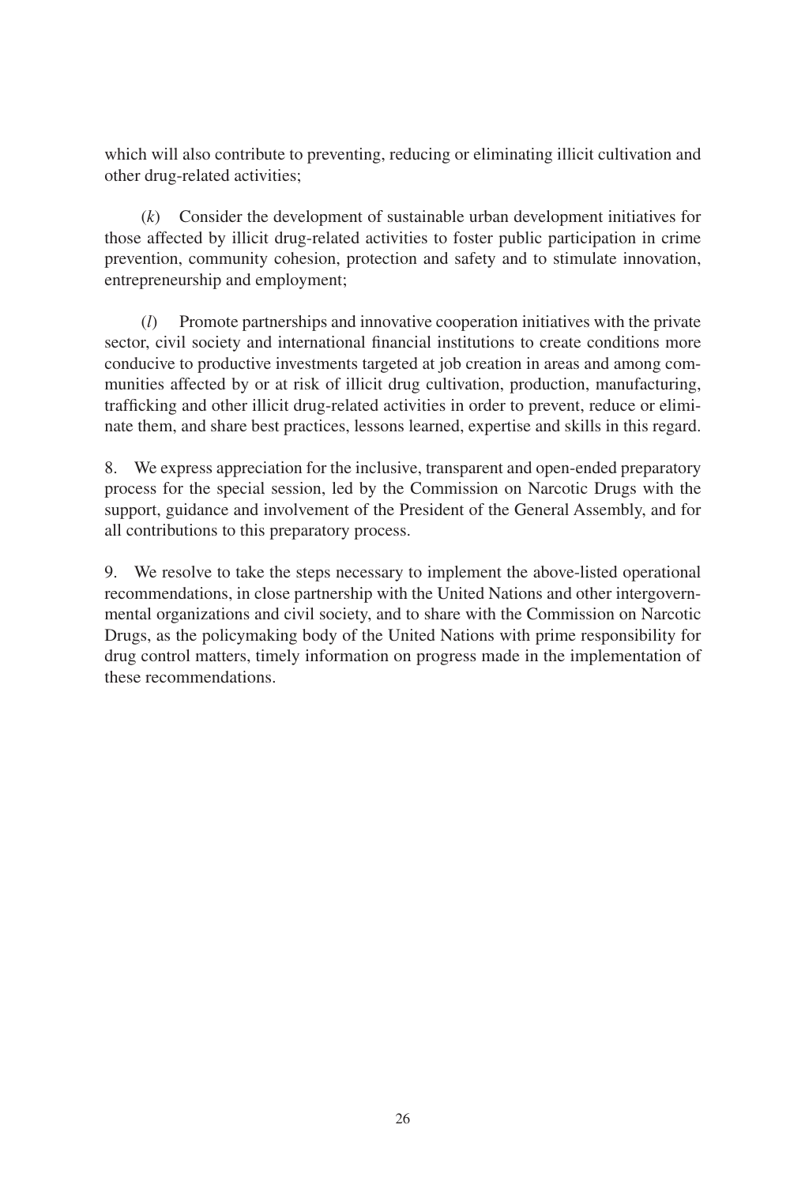which will also contribute to preventing, reducing or eliminating illicit cultivation and other drug-related activities;

(*k*) Consider the development of sustainable urban development initiatives for those affected by illicit drug-related activities to foster public participation in crime prevention, community cohesion, protection and safety and to stimulate innovation, entrepreneurship and employment;

(*l*) Promote partnerships and innovative cooperation initiatives with the private sector, civil society and international financial institutions to create conditions more conducive to productive investments targeted at job creation in areas and among communities affected by or at risk of illicit drug cultivation, production, manufacturing, trafficking and other illicit drug-related activities in order to prevent, reduce or eliminate them, and share best practices, lessons learned, expertise and skills in this regard.

8. We express appreciation for the inclusive, transparent and open-ended preparatory process for the special session, led by the Commission on Narcotic Drugs with the support, guidance and involvement of the President of the General Assembly, and for all contributions to this preparatory process.

9. We resolve to take the steps necessary to implement the above-listed operational recommendations, in close partnership with the United Nations and other intergovernmental organizations and civil society, and to share with the Commission on Narcotic Drugs, as the policymaking body of the United Nations with prime responsibility for drug control matters, timely information on progress made in the implementation of these recommendations.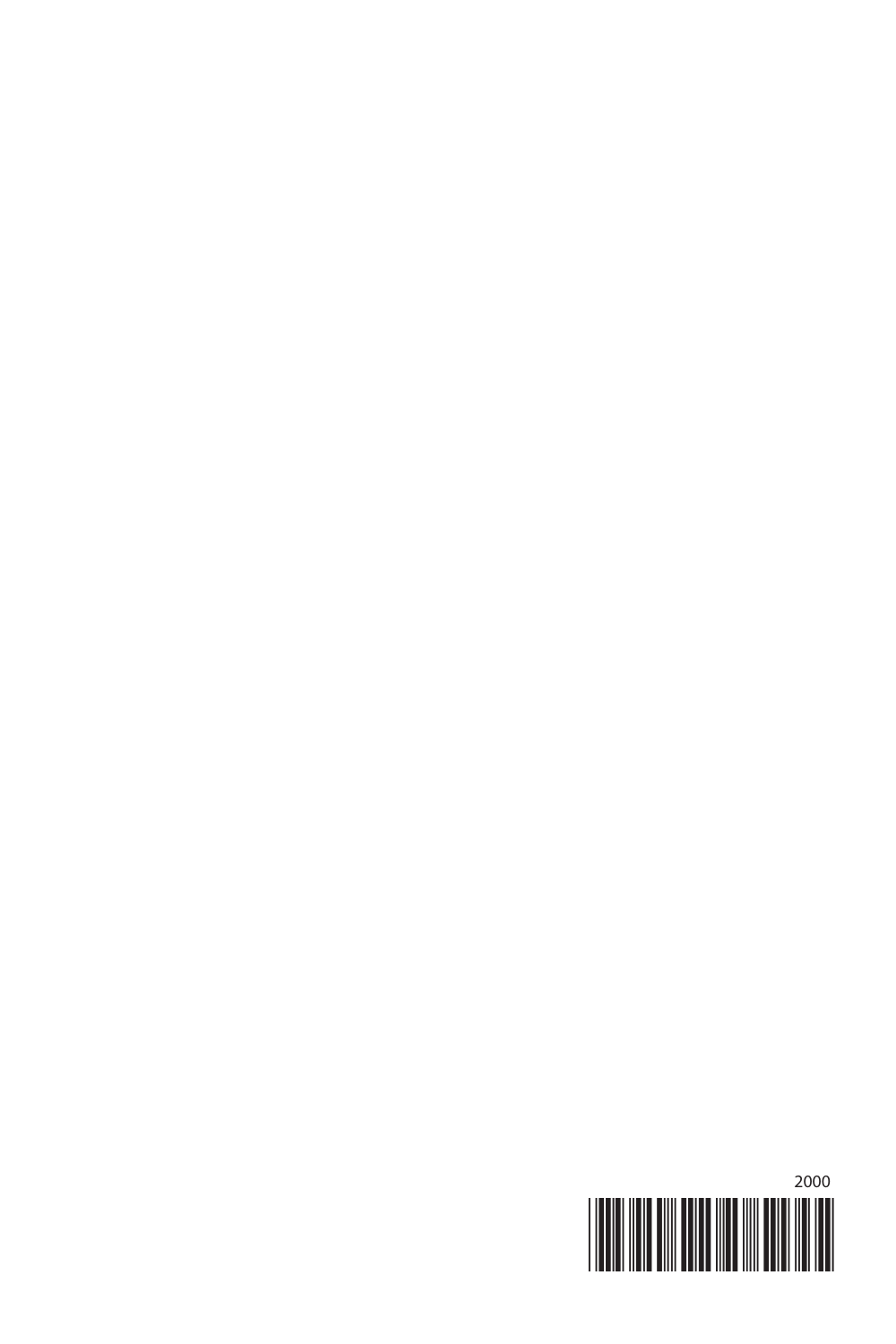2000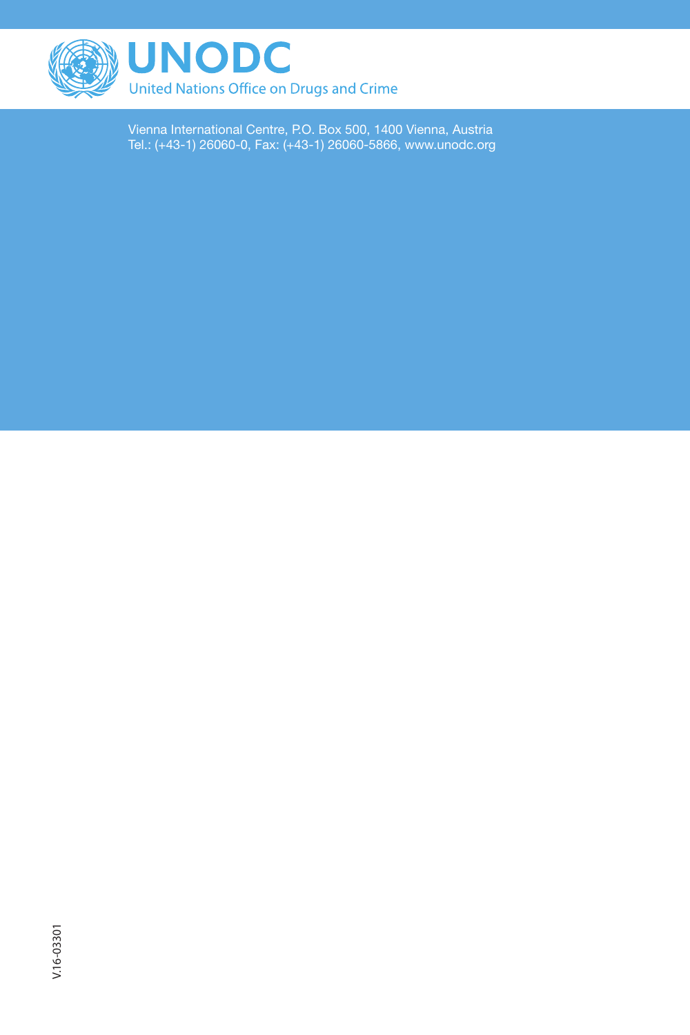**UNODC**

United Nations Office on Drugs and Crime

Vienna International Centre, P.O. Box 500, 1400 Vienna, Austria
Tel.: (+43-1) 26060-0, Fax: (+43-1) 26060-5866, www.unodc.org

V.16-03301